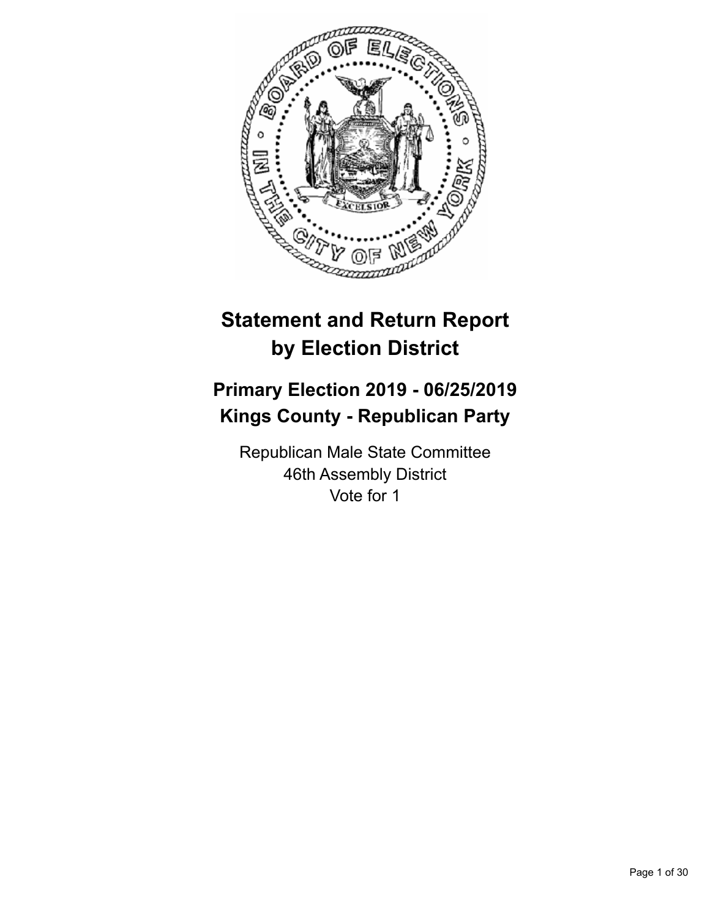# Statement and Return Report by Election District

## Primary Election 2019 - 06/25/2019
## Kings County - Republican Party

Republican Male State Committee
46th Assembly District
Vote for 1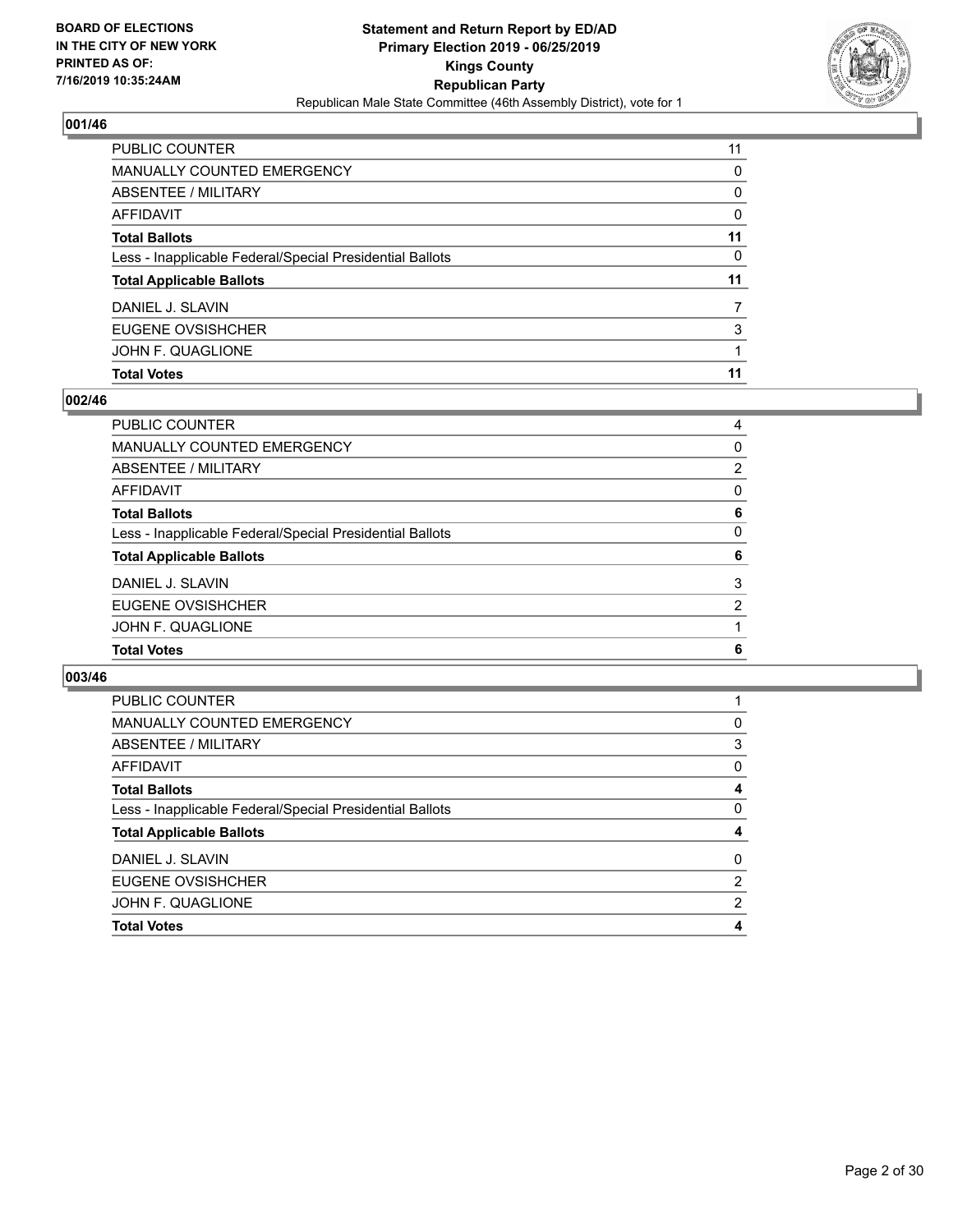## 001/46

| | |
|---|---|
| PUBLIC COUNTER | 11 |
| MANUALLY COUNTED EMERGENCY | 0 |
| ABSENTEE / MILITARY | 0 |
| AFFIDAVIT | 0 |
| **Total Ballots** | **11** |
| Less - Inapplicable Federal/Special Presidential Ballots | 0 |
| **Total Applicable Ballots** | **11** |
| DANIEL J. SLAVIN | 7 |
| EUGENE OVSISHCHER | 3 |
| JOHN F. QUAGLIONE | 1 |
| **Total Votes** | **11** |

## 002/46

| | |
|---|---|
| PUBLIC COUNTER | 4 |
| MANUALLY COUNTED EMERGENCY | 0 |
| ABSENTEE / MILITARY | 2 |
| AFFIDAVIT | 0 |
| **Total Ballots** | **6** |
| Less - Inapplicable Federal/Special Presidential Ballots | 0 |
| **Total Applicable Ballots** | **6** |
| DANIEL J. SLAVIN | 3 |
| EUGENE OVSISHCHER | 2 |
| JOHN F. QUAGLIONE | 1 |
| **Total Votes** | **6** |

## 003/46

| | |
|---|---|
| PUBLIC COUNTER | 1 |
| MANUALLY COUNTED EMERGENCY | 0 |
| ABSENTEE / MILITARY | 3 |
| AFFIDAVIT | 0 |
| **Total Ballots** | **4** |
| Less - Inapplicable Federal/Special Presidential Ballots | 0 |
| **Total Applicable Ballots** | **4** |
| DANIEL J. SLAVIN | 0 |
| EUGENE OVSISHCHER | 2 |
| JOHN F. QUAGLIONE | 2 |
| **Total Votes** | **4** |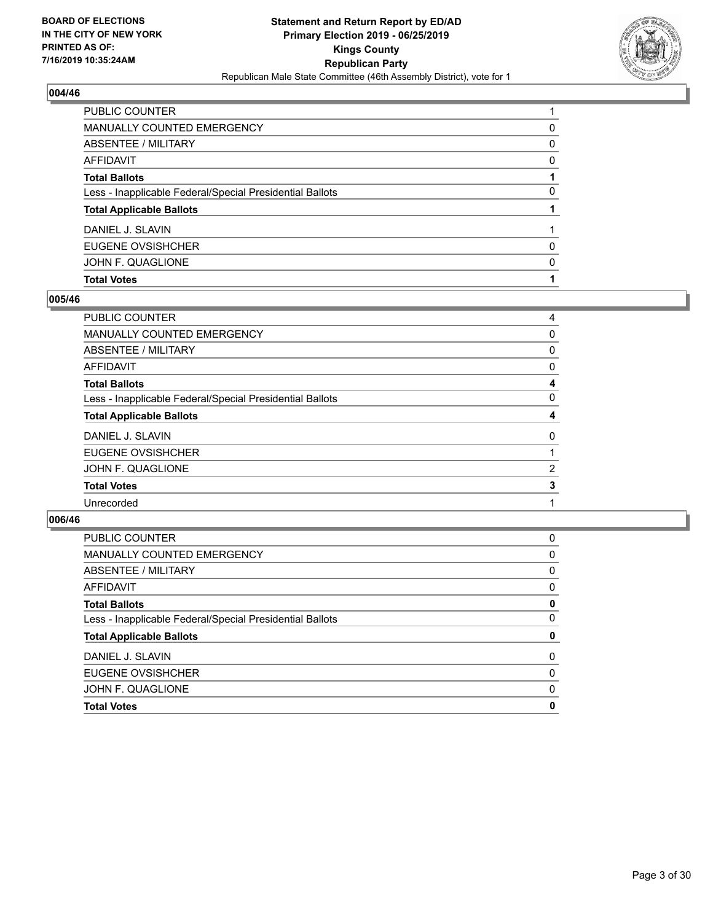## 004/46

| | |
|---|---|
| PUBLIC COUNTER | 1 |
| MANUALLY COUNTED EMERGENCY | 0 |
| ABSENTEE / MILITARY | 0 |
| AFFIDAVIT | 0 |
| **Total Ballots** | **1** |
| Less - Inapplicable Federal/Special Presidential Ballots | 0 |
| **Total Applicable Ballots** | **1** |
| DANIEL J. SLAVIN | 1 |
| EUGENE OVSISHCHER | 0 |
| JOHN F. QUAGLIONE | 0 |
| **Total Votes** | **1** |

## 005/46

| | |
|---|---|
| PUBLIC COUNTER | 4 |
| MANUALLY COUNTED EMERGENCY | 0 |
| ABSENTEE / MILITARY | 0 |
| AFFIDAVIT | 0 |
| **Total Ballots** | **4** |
| Less - Inapplicable Federal/Special Presidential Ballots | 0 |
| **Total Applicable Ballots** | **4** |
| DANIEL J. SLAVIN | 0 |
| EUGENE OVSISHCHER | 1 |
| JOHN F. QUAGLIONE | 2 |
| **Total Votes** | **3** |
| Unrecorded | 1 |

## 006/46

| | |
|---|---|
| PUBLIC COUNTER | 0 |
| MANUALLY COUNTED EMERGENCY | 0 |
| ABSENTEE / MILITARY | 0 |
| AFFIDAVIT | 0 |
| **Total Ballots** | **0** |
| Less - Inapplicable Federal/Special Presidential Ballots | 0 |
| **Total Applicable Ballots** | **0** |
| DANIEL J. SLAVIN | 0 |
| EUGENE OVSISHCHER | 0 |
| JOHN F. QUAGLIONE | 0 |
| **Total Votes** | **0** |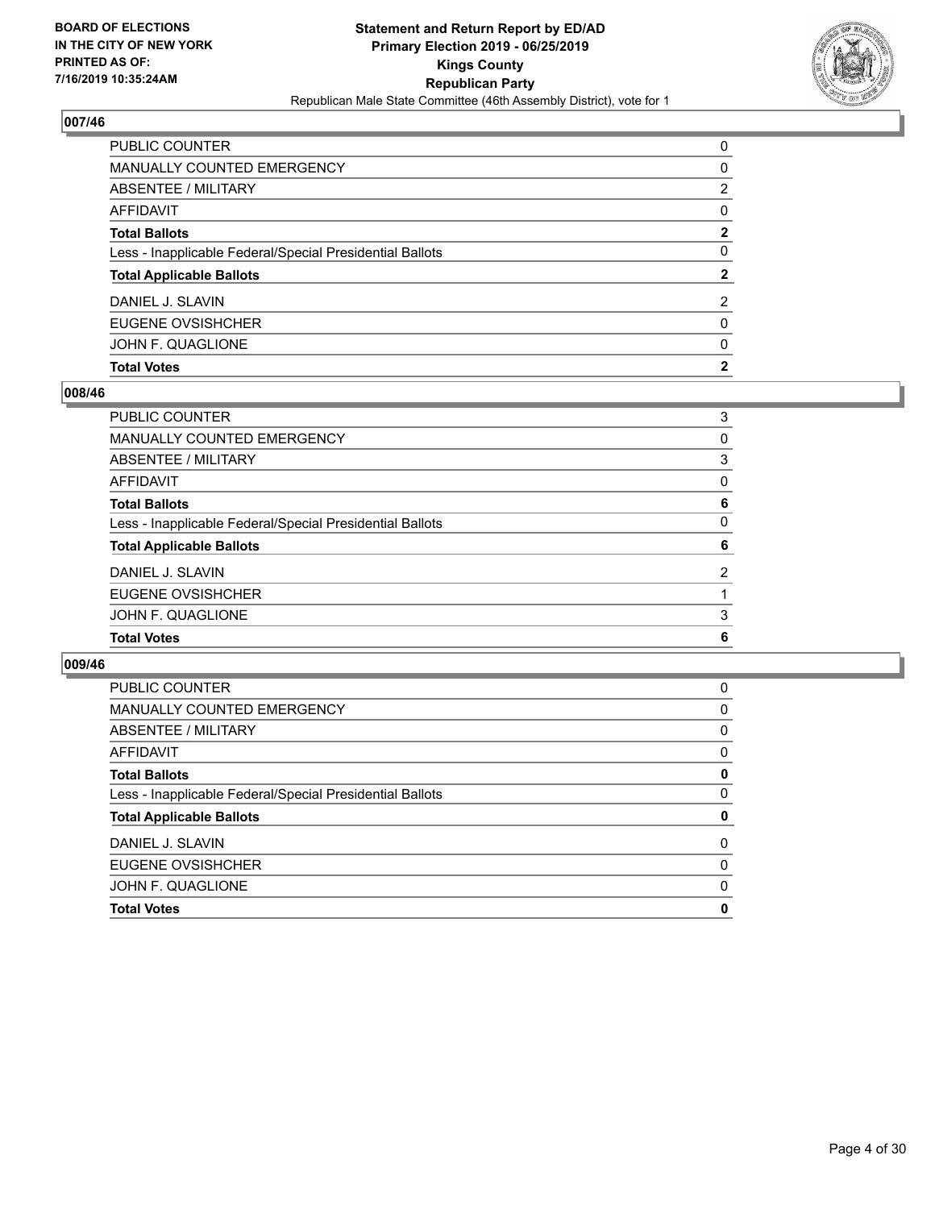## 007/46

| | |
|---|---|
| PUBLIC COUNTER | 0 |
| MANUALLY COUNTED EMERGENCY | 0 |
| ABSENTEE / MILITARY | 2 |
| AFFIDAVIT | 0 |
| **Total Ballots** | **2** |
| Less - Inapplicable Federal/Special Presidential Ballots | 0 |
| **Total Applicable Ballots** | **2** |
| DANIEL J. SLAVIN | 2 |
| EUGENE OVSISHCHER | 0 |
| JOHN F. QUAGLIONE | 0 |
| **Total Votes** | **2** |

## 008/46

| | |
|---|---|
| PUBLIC COUNTER | 3 |
| MANUALLY COUNTED EMERGENCY | 0 |
| ABSENTEE / MILITARY | 3 |
| AFFIDAVIT | 0 |
| **Total Ballots** | **6** |
| Less - Inapplicable Federal/Special Presidential Ballots | 0 |
| **Total Applicable Ballots** | **6** |
| DANIEL J. SLAVIN | 2 |
| EUGENE OVSISHCHER | 1 |
| JOHN F. QUAGLIONE | 3 |
| **Total Votes** | **6** |

## 009/46

| | |
|---|---|
| PUBLIC COUNTER | 0 |
| MANUALLY COUNTED EMERGENCY | 0 |
| ABSENTEE / MILITARY | 0 |
| AFFIDAVIT | 0 |
| **Total Ballots** | **0** |
| Less - Inapplicable Federal/Special Presidential Ballots | 0 |
| **Total Applicable Ballots** | **0** |
| DANIEL J. SLAVIN | 0 |
| EUGENE OVSISHCHER | 0 |
| JOHN F. QUAGLIONE | 0 |
| **Total Votes** | **0** |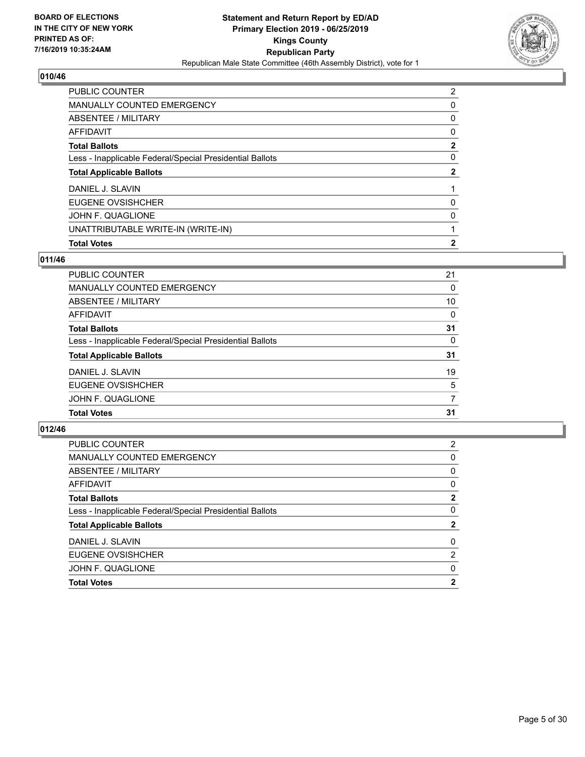BOARD OF ELECTIONS
IN THE CITY OF NEW YORK
PRINTED AS OF:
7/16/2019 10:35:24AM

**Statement and Return Report by ED/AD**
**Primary Election 2019 - 06/25/2019**
**Kings County**
**Republican Party**
Republican Male State Committee (46th Assembly District), vote for 1

## 010/46

| | |
|---|---|
| PUBLIC COUNTER | 2 |
| MANUALLY COUNTED EMERGENCY | 0 |
| ABSENTEE / MILITARY | 0 |
| AFFIDAVIT | 0 |
| **Total Ballots** | **2** |
| Less - Inapplicable Federal/Special Presidential Ballots | 0 |
| **Total Applicable Ballots** | **2** |
| DANIEL J. SLAVIN | 1 |
| EUGENE OVSISHCHER | 0 |
| JOHN F. QUAGLIONE | 0 |
| UNATTRIBUTABLE WRITE-IN (WRITE-IN) | 1 |
| **Total Votes** | **2** |

## 011/46

| | |
|---|---|
| PUBLIC COUNTER | 21 |
| MANUALLY COUNTED EMERGENCY | 0 |
| ABSENTEE / MILITARY | 10 |
| AFFIDAVIT | 0 |
| **Total Ballots** | **31** |
| Less - Inapplicable Federal/Special Presidential Ballots | 0 |
| **Total Applicable Ballots** | **31** |
| DANIEL J. SLAVIN | 19 |
| EUGENE OVSISHCHER | 5 |
| JOHN F. QUAGLIONE | 7 |
| **Total Votes** | **31** |

## 012/46

| | |
|---|---|
| PUBLIC COUNTER | 2 |
| MANUALLY COUNTED EMERGENCY | 0 |
| ABSENTEE / MILITARY | 0 |
| AFFIDAVIT | 0 |
| **Total Ballots** | **2** |
| Less - Inapplicable Federal/Special Presidential Ballots | 0 |
| **Total Applicable Ballots** | **2** |
| DANIEL J. SLAVIN | 0 |
| EUGENE OVSISHCHER | 2 |
| JOHN F. QUAGLIONE | 0 |
| **Total Votes** | **2** |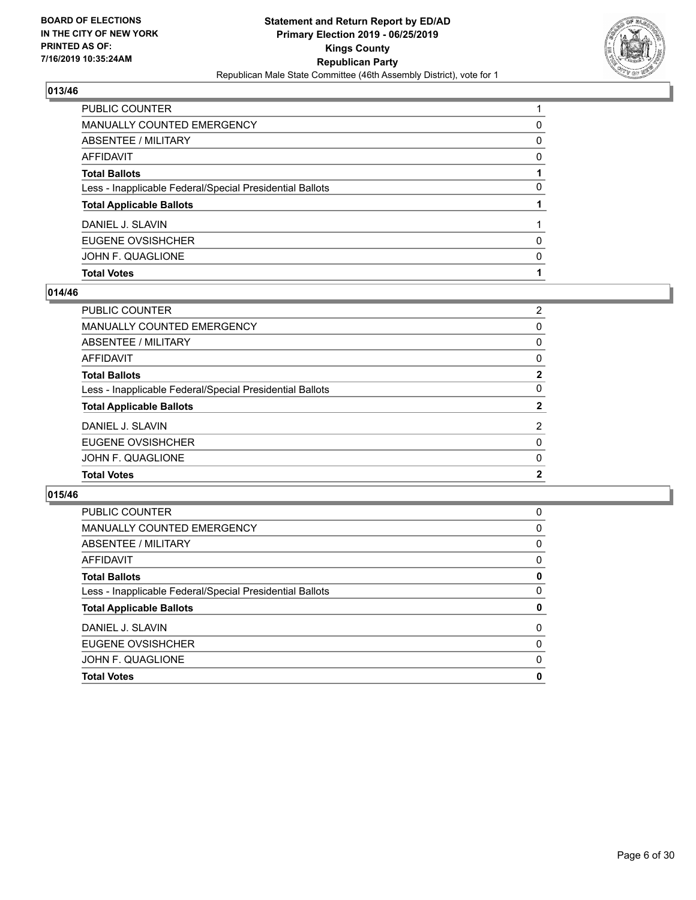## 013/46

| | |
|---|---|
| PUBLIC COUNTER | 1 |
| MANUALLY COUNTED EMERGENCY | 0 |
| ABSENTEE / MILITARY | 0 |
| AFFIDAVIT | 0 |
| **Total Ballots** | **1** |
| Less - Inapplicable Federal/Special Presidential Ballots | 0 |
| **Total Applicable Ballots** | **1** |
| DANIEL J. SLAVIN | 1 |
| EUGENE OVSISHCHER | 0 |
| JOHN F. QUAGLIONE | 0 |
| **Total Votes** | **1** |

## 014/46

| | |
|---|---|
| PUBLIC COUNTER | 2 |
| MANUALLY COUNTED EMERGENCY | 0 |
| ABSENTEE / MILITARY | 0 |
| AFFIDAVIT | 0 |
| **Total Ballots** | **2** |
| Less - Inapplicable Federal/Special Presidential Ballots | 0 |
| **Total Applicable Ballots** | **2** |
| DANIEL J. SLAVIN | 2 |
| EUGENE OVSISHCHER | 0 |
| JOHN F. QUAGLIONE | 0 |
| **Total Votes** | **2** |

## 015/46

| | |
|---|---|
| PUBLIC COUNTER | 0 |
| MANUALLY COUNTED EMERGENCY | 0 |
| ABSENTEE / MILITARY | 0 |
| AFFIDAVIT | 0 |
| **Total Ballots** | **0** |
| Less - Inapplicable Federal/Special Presidential Ballots | 0 |
| **Total Applicable Ballots** | **0** |
| DANIEL J. SLAVIN | 0 |
| EUGENE OVSISHCHER | 0 |
| JOHN F. QUAGLIONE | 0 |
| **Total Votes** | **0** |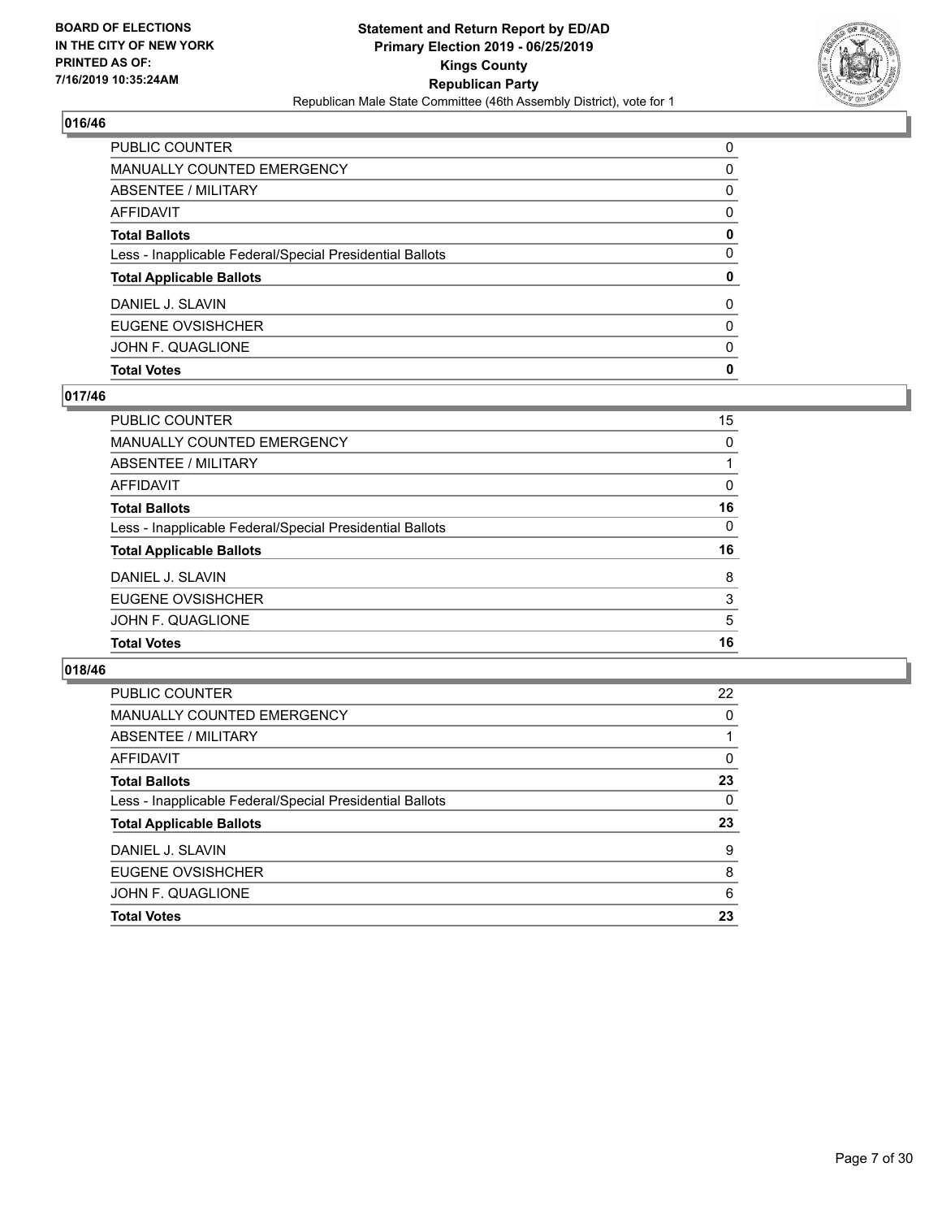BOARD OF ELECTIONS
IN THE CITY OF NEW YORK
PRINTED AS OF:
7/16/2019 10:35:24AM

**Statement and Return Report by ED/AD**
**Primary Election 2019 - 06/25/2019**
**Kings County**
**Republican Party**
Republican Male State Committee (46th Assembly District), vote for 1

### 016/46

| | |
|---|---|
| PUBLIC COUNTER | 0 |
| MANUALLY COUNTED EMERGENCY | 0 |
| ABSENTEE / MILITARY | 0 |
| AFFIDAVIT | 0 |
| **Total Ballots** | **0** |
| Less - Inapplicable Federal/Special Presidential Ballots | 0 |
| **Total Applicable Ballots** | **0** |
| DANIEL J. SLAVIN | 0 |
| EUGENE OVSISHCHER | 0 |
| JOHN F. QUAGLIONE | 0 |
| **Total Votes** | **0** |

### 017/46

| | |
|---|---|
| PUBLIC COUNTER | 15 |
| MANUALLY COUNTED EMERGENCY | 0 |
| ABSENTEE / MILITARY | 1 |
| AFFIDAVIT | 0 |
| **Total Ballots** | **16** |
| Less - Inapplicable Federal/Special Presidential Ballots | 0 |
| **Total Applicable Ballots** | **16** |
| DANIEL J. SLAVIN | 8 |
| EUGENE OVSISHCHER | 3 |
| JOHN F. QUAGLIONE | 5 |
| **Total Votes** | **16** |

### 018/46

| | |
|---|---|
| PUBLIC COUNTER | 22 |
| MANUALLY COUNTED EMERGENCY | 0 |
| ABSENTEE / MILITARY | 1 |
| AFFIDAVIT | 0 |
| **Total Ballots** | **23** |
| Less - Inapplicable Federal/Special Presidential Ballots | 0 |
| **Total Applicable Ballots** | **23** |
| DANIEL J. SLAVIN | 9 |
| EUGENE OVSISHCHER | 8 |
| JOHN F. QUAGLIONE | 6 |
| **Total Votes** | **23** |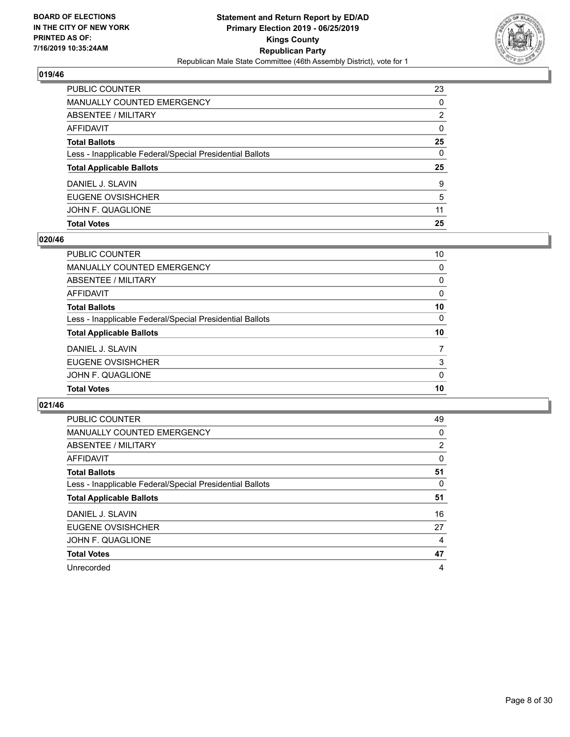## 019/46

| | |
|---|---|
| PUBLIC COUNTER | 23 |
| MANUALLY COUNTED EMERGENCY | 0 |
| ABSENTEE / MILITARY | 2 |
| AFFIDAVIT | 0 |
| **Total Ballots** | **25** |
| Less - Inapplicable Federal/Special Presidential Ballots | 0 |
| **Total Applicable Ballots** | **25** |
| DANIEL J. SLAVIN | 9 |
| EUGENE OVSISHCHER | 5 |
| JOHN F. QUAGLIONE | 11 |
| **Total Votes** | **25** |

## 020/46

| | |
|---|---|
| PUBLIC COUNTER | 10 |
| MANUALLY COUNTED EMERGENCY | 0 |
| ABSENTEE / MILITARY | 0 |
| AFFIDAVIT | 0 |
| **Total Ballots** | **10** |
| Less - Inapplicable Federal/Special Presidential Ballots | 0 |
| **Total Applicable Ballots** | **10** |
| DANIEL J. SLAVIN | 7 |
| EUGENE OVSISHCHER | 3 |
| JOHN F. QUAGLIONE | 0 |
| **Total Votes** | **10** |

## 021/46

| | |
|---|---|
| PUBLIC COUNTER | 49 |
| MANUALLY COUNTED EMERGENCY | 0 |
| ABSENTEE / MILITARY | 2 |
| AFFIDAVIT | 0 |
| **Total Ballots** | **51** |
| Less - Inapplicable Federal/Special Presidential Ballots | 0 |
| **Total Applicable Ballots** | **51** |
| DANIEL J. SLAVIN | 16 |
| EUGENE OVSISHCHER | 27 |
| JOHN F. QUAGLIONE | 4 |
| **Total Votes** | **47** |
| Unrecorded | 4 |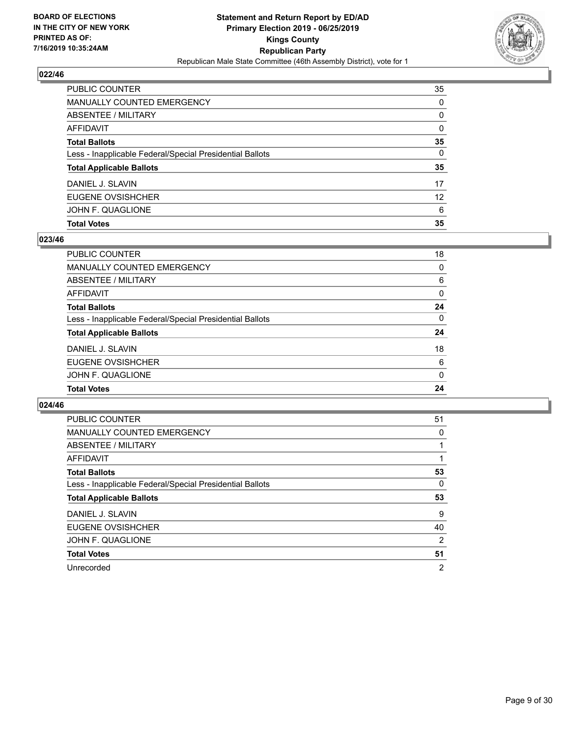**BOARD OF ELECTIONS IN THE CITY OF NEW YORK PRINTED AS OF: 7/16/2019 10:35:24AM**

**Statement and Return Report by ED/AD**
**Primary Election 2019 - 06/25/2019**
**Kings County**
**Republican Party**
Republican Male State Committee (46th Assembly District), vote for 1

## 022/46

| | |
|---|---|
| PUBLIC COUNTER | 35 |
| MANUALLY COUNTED EMERGENCY | 0 |
| ABSENTEE / MILITARY | 0 |
| AFFIDAVIT | 0 |
| **Total Ballots** | **35** |
| Less - Inapplicable Federal/Special Presidential Ballots | 0 |
| **Total Applicable Ballots** | **35** |
| DANIEL J. SLAVIN | 17 |
| EUGENE OVSISHCHER | 12 |
| JOHN F. QUAGLIONE | 6 |
| **Total Votes** | **35** |

## 023/46

| | |
|---|---|
| PUBLIC COUNTER | 18 |
| MANUALLY COUNTED EMERGENCY | 0 |
| ABSENTEE / MILITARY | 6 |
| AFFIDAVIT | 0 |
| **Total Ballots** | **24** |
| Less - Inapplicable Federal/Special Presidential Ballots | 0 |
| **Total Applicable Ballots** | **24** |
| DANIEL J. SLAVIN | 18 |
| EUGENE OVSISHCHER | 6 |
| JOHN F. QUAGLIONE | 0 |
| **Total Votes** | **24** |

## 024/46

| | |
|---|---|
| PUBLIC COUNTER | 51 |
| MANUALLY COUNTED EMERGENCY | 0 |
| ABSENTEE / MILITARY | 1 |
| AFFIDAVIT | 1 |
| **Total Ballots** | **53** |
| Less - Inapplicable Federal/Special Presidential Ballots | 0 |
| **Total Applicable Ballots** | **53** |
| DANIEL J. SLAVIN | 9 |
| EUGENE OVSISHCHER | 40 |
| JOHN F. QUAGLIONE | 2 |
| **Total Votes** | **51** |
| Unrecorded | 2 |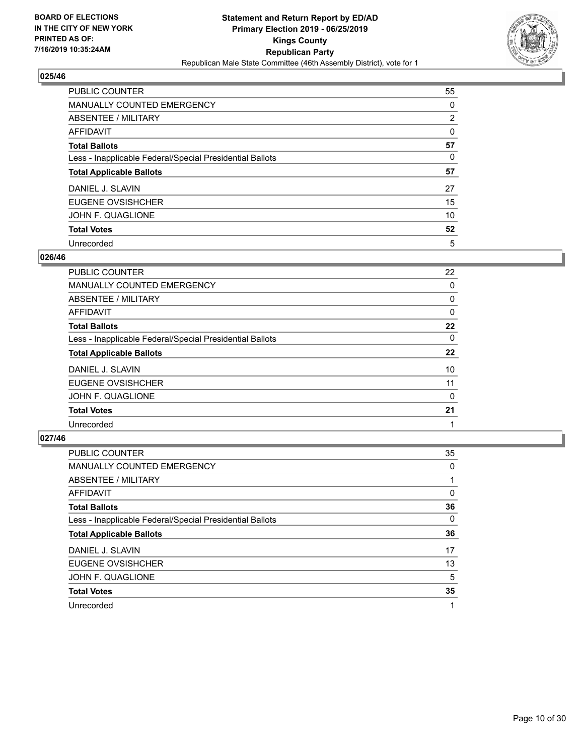**BOARD OF ELECTIONS IN THE CITY OF NEW YORK PRINTED AS OF: 7/16/2019 10:35:24AM**

**Statement and Return Report by ED/AD**
**Primary Election 2019 - 06/25/2019**
**Kings County**
**Republican Party**
Republican Male State Committee (46th Assembly District), vote for 1

### 025/46

| | |
|---|---|
| PUBLIC COUNTER | 55 |
| MANUALLY COUNTED EMERGENCY | 0 |
| ABSENTEE / MILITARY | 2 |
| AFFIDAVIT | 0 |
| **Total Ballots** | **57** |
| Less - Inapplicable Federal/Special Presidential Ballots | 0 |
| **Total Applicable Ballots** | **57** |
| DANIEL J. SLAVIN | 27 |
| EUGENE OVSISHCHER | 15 |
| JOHN F. QUAGLIONE | 10 |
| **Total Votes** | **52** |
| Unrecorded | 5 |

### 026/46

| | |
|---|---|
| PUBLIC COUNTER | 22 |
| MANUALLY COUNTED EMERGENCY | 0 |
| ABSENTEE / MILITARY | 0 |
| AFFIDAVIT | 0 |
| **Total Ballots** | **22** |
| Less - Inapplicable Federal/Special Presidential Ballots | 0 |
| **Total Applicable Ballots** | **22** |
| DANIEL J. SLAVIN | 10 |
| EUGENE OVSISHCHER | 11 |
| JOHN F. QUAGLIONE | 0 |
| **Total Votes** | **21** |
| Unrecorded | 1 |

### 027/46

| | |
|---|---|
| PUBLIC COUNTER | 35 |
| MANUALLY COUNTED EMERGENCY | 0 |
| ABSENTEE / MILITARY | 1 |
| AFFIDAVIT | 0 |
| **Total Ballots** | **36** |
| Less - Inapplicable Federal/Special Presidential Ballots | 0 |
| **Total Applicable Ballots** | **36** |
| DANIEL J. SLAVIN | 17 |
| EUGENE OVSISHCHER | 13 |
| JOHN F. QUAGLIONE | 5 |
| **Total Votes** | **35** |
| Unrecorded | 1 |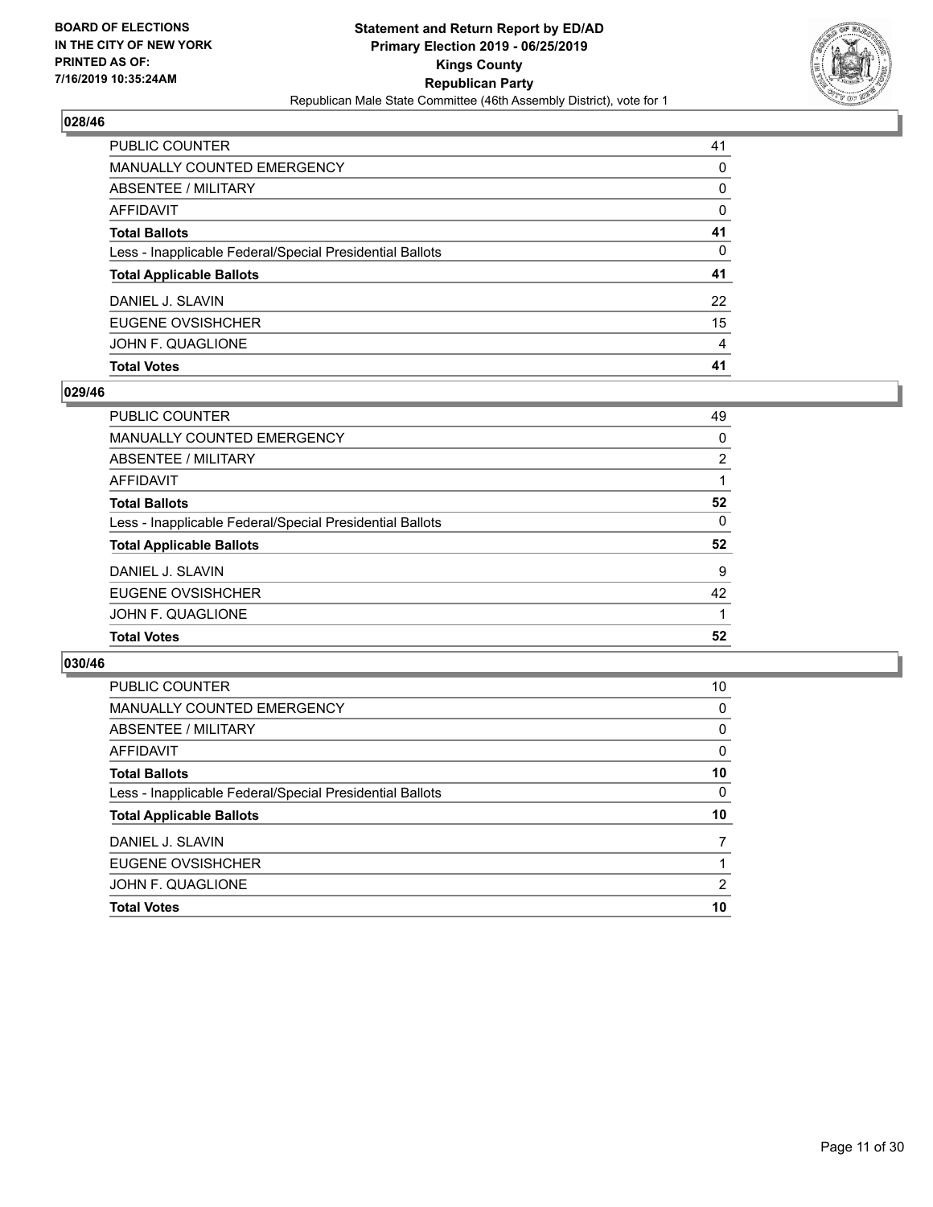## 028/46

| | |
|---|---|
| PUBLIC COUNTER | 41 |
| MANUALLY COUNTED EMERGENCY | 0 |
| ABSENTEE / MILITARY | 0 |
| AFFIDAVIT | 0 |
| **Total Ballots** | **41** |
| Less - Inapplicable Federal/Special Presidential Ballots | 0 |
| **Total Applicable Ballots** | **41** |
| DANIEL J. SLAVIN | 22 |
| EUGENE OVSISHCHER | 15 |
| JOHN F. QUAGLIONE | 4 |
| **Total Votes** | **41** |

## 029/46

| | |
|---|---|
| PUBLIC COUNTER | 49 |
| MANUALLY COUNTED EMERGENCY | 0 |
| ABSENTEE / MILITARY | 2 |
| AFFIDAVIT | 1 |
| **Total Ballots** | **52** |
| Less - Inapplicable Federal/Special Presidential Ballots | 0 |
| **Total Applicable Ballots** | **52** |
| DANIEL J. SLAVIN | 9 |
| EUGENE OVSISHCHER | 42 |
| JOHN F. QUAGLIONE | 1 |
| **Total Votes** | **52** |

## 030/46

| | |
|---|---|
| PUBLIC COUNTER | 10 |
| MANUALLY COUNTED EMERGENCY | 0 |
| ABSENTEE / MILITARY | 0 |
| AFFIDAVIT | 0 |
| **Total Ballots** | **10** |
| Less - Inapplicable Federal/Special Presidential Ballots | 0 |
| **Total Applicable Ballots** | **10** |
| DANIEL J. SLAVIN | 7 |
| EUGENE OVSISHCHER | 1 |
| JOHN F. QUAGLIONE | 2 |
| **Total Votes** | **10** |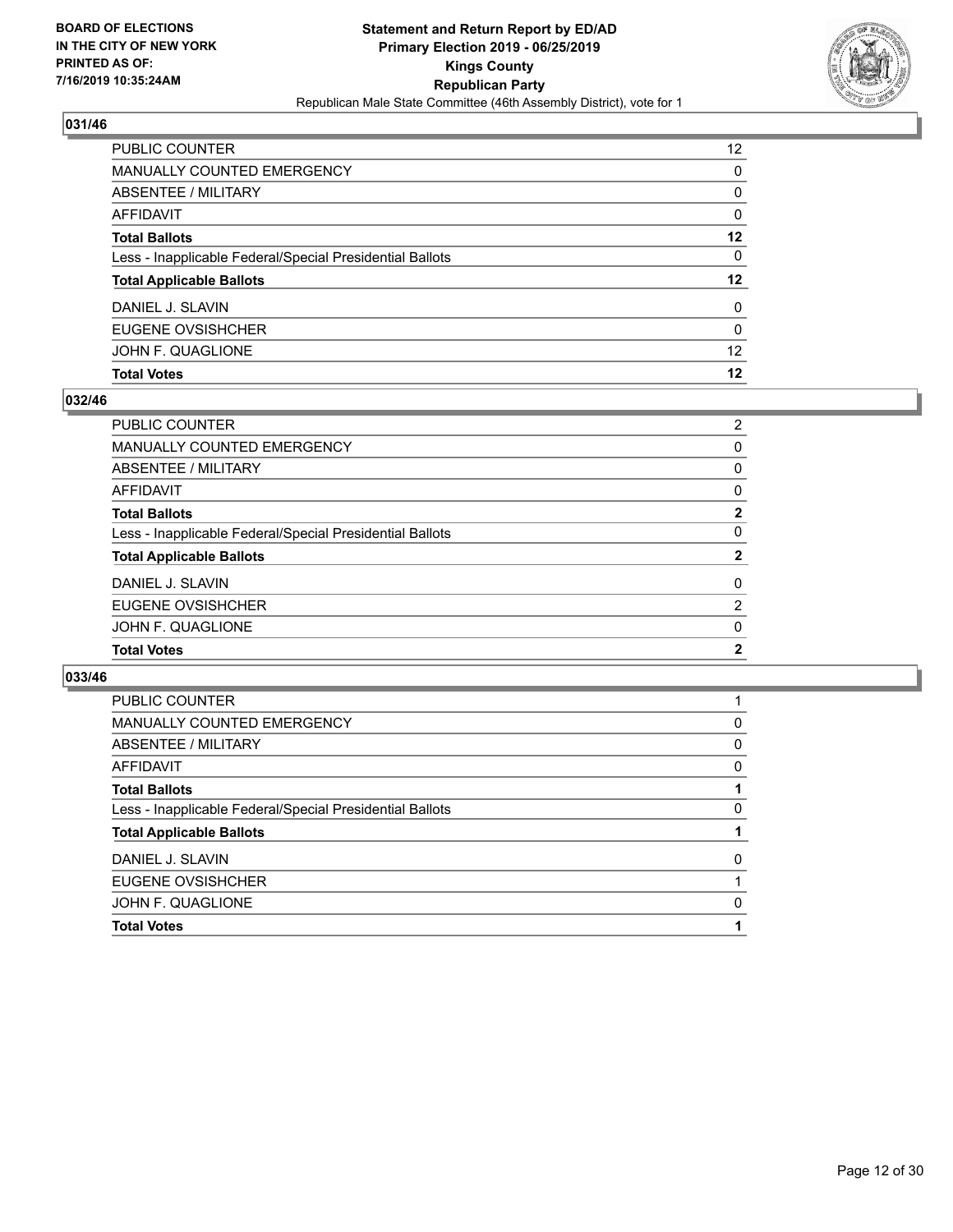## 031/46

| | |
|---|---|
| PUBLIC COUNTER | 12 |
| MANUALLY COUNTED EMERGENCY | 0 |
| ABSENTEE / MILITARY | 0 |
| AFFIDAVIT | 0 |
| **Total Ballots** | **12** |
| Less - Inapplicable Federal/Special Presidential Ballots | 0 |
| **Total Applicable Ballots** | **12** |
| DANIEL J. SLAVIN | 0 |
| EUGENE OVSISHCHER | 0 |
| JOHN F. QUAGLIONE | 12 |
| **Total Votes** | **12** |

## 032/46

| | |
|---|---|
| PUBLIC COUNTER | 2 |
| MANUALLY COUNTED EMERGENCY | 0 |
| ABSENTEE / MILITARY | 0 |
| AFFIDAVIT | 0 |
| **Total Ballots** | **2** |
| Less - Inapplicable Federal/Special Presidential Ballots | 0 |
| **Total Applicable Ballots** | **2** |
| DANIEL J. SLAVIN | 0 |
| EUGENE OVSISHCHER | 2 |
| JOHN F. QUAGLIONE | 0 |
| **Total Votes** | **2** |

## 033/46

| | |
|---|---|
| PUBLIC COUNTER | 1 |
| MANUALLY COUNTED EMERGENCY | 0 |
| ABSENTEE / MILITARY | 0 |
| AFFIDAVIT | 0 |
| **Total Ballots** | **1** |
| Less - Inapplicable Federal/Special Presidential Ballots | 0 |
| **Total Applicable Ballots** | **1** |
| DANIEL J. SLAVIN | 0 |
| EUGENE OVSISHCHER | 1 |
| JOHN F. QUAGLIONE | 0 |
| **Total Votes** | **1** |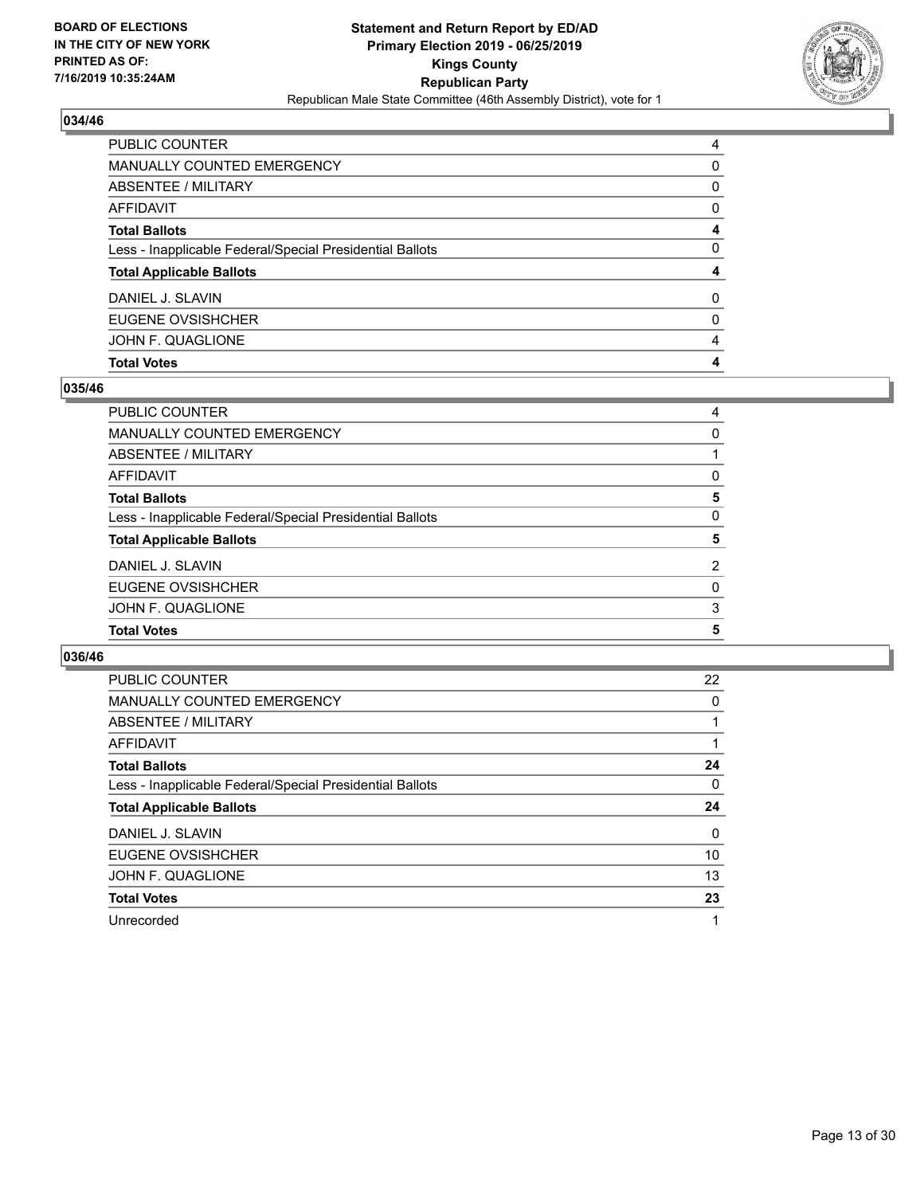## 034/46

| | |
|---|---|
| PUBLIC COUNTER | 4 |
| MANUALLY COUNTED EMERGENCY | 0 |
| ABSENTEE / MILITARY | 0 |
| AFFIDAVIT | 0 |
| **Total Ballots** | **4** |
| Less - Inapplicable Federal/Special Presidential Ballots | 0 |
| **Total Applicable Ballots** | **4** |
| DANIEL J. SLAVIN | 0 |
| EUGENE OVSISHCHER | 0 |
| JOHN F. QUAGLIONE | 4 |
| **Total Votes** | **4** |

## 035/46

| | |
|---|---|
| PUBLIC COUNTER | 4 |
| MANUALLY COUNTED EMERGENCY | 0 |
| ABSENTEE / MILITARY | 1 |
| AFFIDAVIT | 0 |
| **Total Ballots** | **5** |
| Less - Inapplicable Federal/Special Presidential Ballots | 0 |
| **Total Applicable Ballots** | **5** |
| DANIEL J. SLAVIN | 2 |
| EUGENE OVSISHCHER | 0 |
| JOHN F. QUAGLIONE | 3 |
| **Total Votes** | **5** |

## 036/46

| | |
|---|---|
| PUBLIC COUNTER | 22 |
| MANUALLY COUNTED EMERGENCY | 0 |
| ABSENTEE / MILITARY | 1 |
| AFFIDAVIT | 1 |
| **Total Ballots** | **24** |
| Less - Inapplicable Federal/Special Presidential Ballots | 0 |
| **Total Applicable Ballots** | **24** |
| DANIEL J. SLAVIN | 0 |
| EUGENE OVSISHCHER | 10 |
| JOHN F. QUAGLIONE | 13 |
| **Total Votes** | **23** |
| Unrecorded | 1 |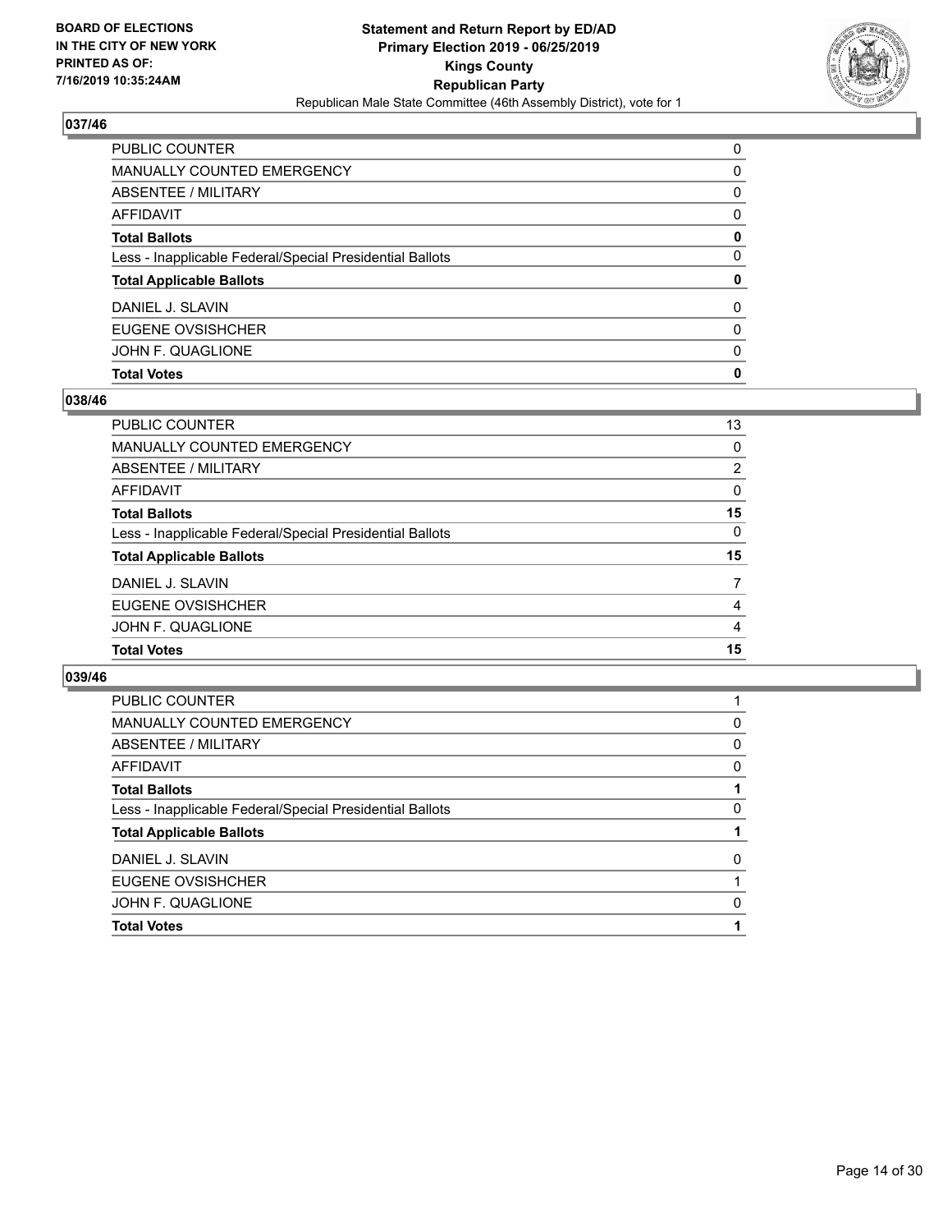### 037/46

| | |
|---|---|
| PUBLIC COUNTER | 0 |
| MANUALLY COUNTED EMERGENCY | 0 |
| ABSENTEE / MILITARY | 0 |
| AFFIDAVIT | 0 |
| **Total Ballots** | **0** |
| Less - Inapplicable Federal/Special Presidential Ballots | 0 |
| **Total Applicable Ballots** | **0** |
| DANIEL J. SLAVIN | 0 |
| EUGENE OVSISHCHER | 0 |
| JOHN F. QUAGLIONE | 0 |
| **Total Votes** | **0** |

### 038/46

| | |
|---|---|
| PUBLIC COUNTER | 13 |
| MANUALLY COUNTED EMERGENCY | 0 |
| ABSENTEE / MILITARY | 2 |
| AFFIDAVIT | 0 |
| **Total Ballots** | **15** |
| Less - Inapplicable Federal/Special Presidential Ballots | 0 |
| **Total Applicable Ballots** | **15** |
| DANIEL J. SLAVIN | 7 |
| EUGENE OVSISHCHER | 4 |
| JOHN F. QUAGLIONE | 4 |
| **Total Votes** | **15** |

### 039/46

| | |
|---|---|
| PUBLIC COUNTER | 1 |
| MANUALLY COUNTED EMERGENCY | 0 |
| ABSENTEE / MILITARY | 0 |
| AFFIDAVIT | 0 |
| **Total Ballots** | **1** |
| Less - Inapplicable Federal/Special Presidential Ballots | 0 |
| **Total Applicable Ballots** | **1** |
| DANIEL J. SLAVIN | 0 |
| EUGENE OVSISHCHER | 1 |
| JOHN F. QUAGLIONE | 0 |
| **Total Votes** | **1** |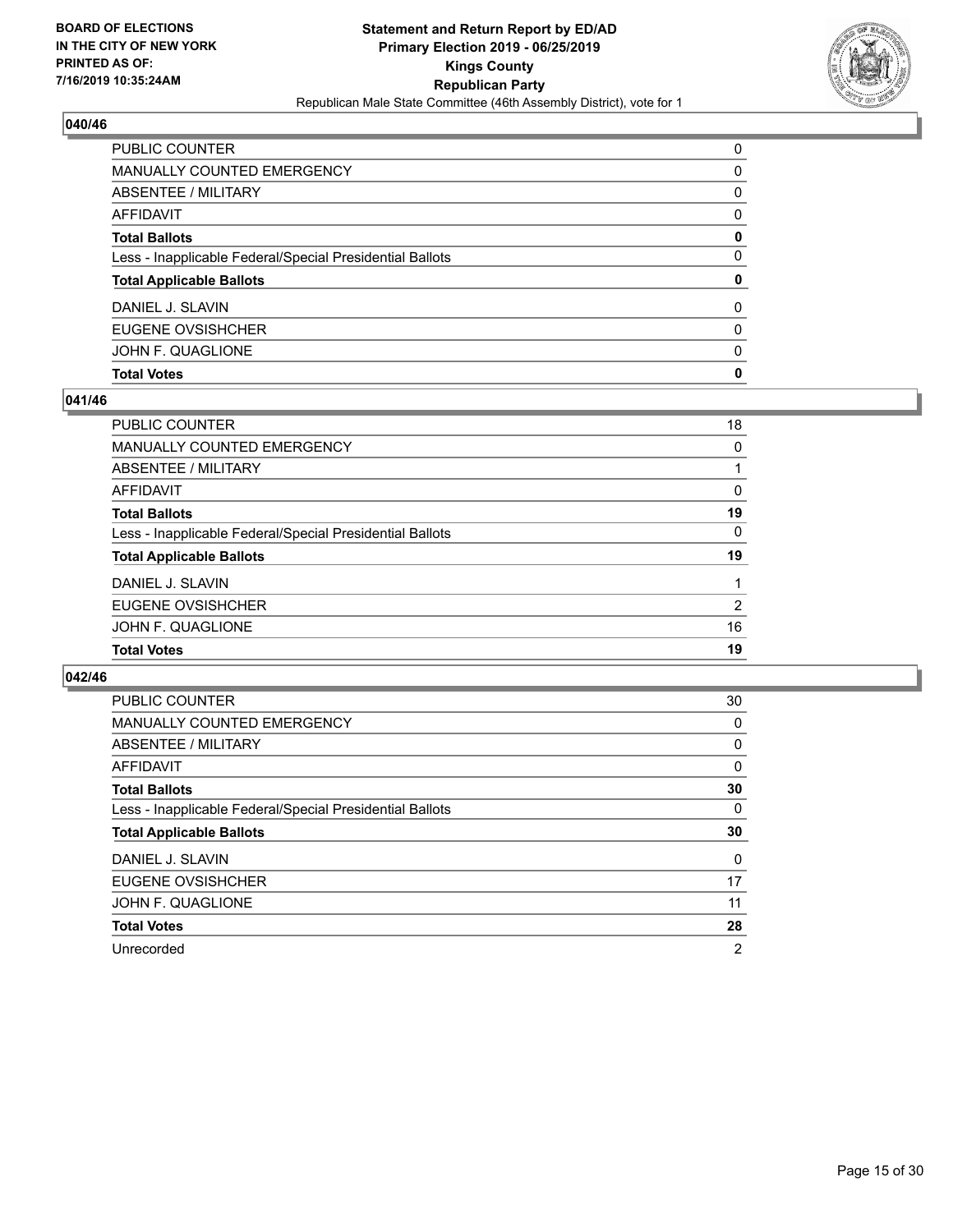**BOARD OF ELECTIONS IN THE CITY OF NEW YORK PRINTED AS OF: 7/16/2019 10:35:24AM**

**Statement and Return Report by ED/AD**
**Primary Election 2019 - 06/25/2019**
**Kings County**
**Republican Party**
Republican Male State Committee (46th Assembly District), vote for 1

### 040/46

| | |
|---|---|
| PUBLIC COUNTER | 0 |
| MANUALLY COUNTED EMERGENCY | 0 |
| ABSENTEE / MILITARY | 0 |
| AFFIDAVIT | 0 |
| **Total Ballots** | **0** |
| Less - Inapplicable Federal/Special Presidential Ballots | 0 |
| **Total Applicable Ballots** | **0** |
| DANIEL J. SLAVIN | 0 |
| EUGENE OVSISHCHER | 0 |
| JOHN F. QUAGLIONE | 0 |
| **Total Votes** | **0** |

### 041/46

| | |
|---|---|
| PUBLIC COUNTER | 18 |
| MANUALLY COUNTED EMERGENCY | 0 |
| ABSENTEE / MILITARY | 1 |
| AFFIDAVIT | 0 |
| **Total Ballots** | **19** |
| Less - Inapplicable Federal/Special Presidential Ballots | 0 |
| **Total Applicable Ballots** | **19** |
| DANIEL J. SLAVIN | 1 |
| EUGENE OVSISHCHER | 2 |
| JOHN F. QUAGLIONE | 16 |
| **Total Votes** | **19** |

### 042/46

| | |
|---|---|
| PUBLIC COUNTER | 30 |
| MANUALLY COUNTED EMERGENCY | 0 |
| ABSENTEE / MILITARY | 0 |
| AFFIDAVIT | 0 |
| **Total Ballots** | **30** |
| Less - Inapplicable Federal/Special Presidential Ballots | 0 |
| **Total Applicable Ballots** | **30** |
| DANIEL J. SLAVIN | 0 |
| EUGENE OVSISHCHER | 17 |
| JOHN F. QUAGLIONE | 11 |
| **Total Votes** | **28** |
| Unrecorded | 2 |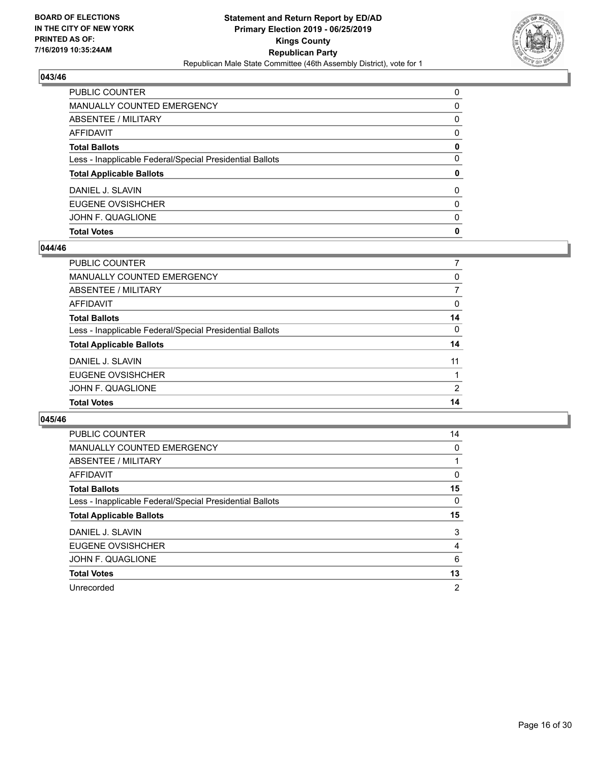**BOARD OF ELECTIONS IN THE CITY OF NEW YORK PRINTED AS OF: 7/16/2019 10:35:24AM**

**Statement and Return Report by ED/AD Primary Election 2019 - 06/25/2019 Kings County Republican Party**

Republican Male State Committee (46th Assembly District), vote for 1

## 043/46

| | |
|---|---|
| PUBLIC COUNTER | 0 |
| MANUALLY COUNTED EMERGENCY | 0 |
| ABSENTEE / MILITARY | 0 |
| AFFIDAVIT | 0 |
| **Total Ballots** | **0** |
| Less - Inapplicable Federal/Special Presidential Ballots | 0 |
| **Total Applicable Ballots** | **0** |
| DANIEL J. SLAVIN | 0 |
| EUGENE OVSISHCHER | 0 |
| JOHN F. QUAGLIONE | 0 |
| **Total Votes** | **0** |

## 044/46

| | |
|---|---|
| PUBLIC COUNTER | 7 |
| MANUALLY COUNTED EMERGENCY | 0 |
| ABSENTEE / MILITARY | 7 |
| AFFIDAVIT | 0 |
| **Total Ballots** | **14** |
| Less - Inapplicable Federal/Special Presidential Ballots | 0 |
| **Total Applicable Ballots** | **14** |
| DANIEL J. SLAVIN | 11 |
| EUGENE OVSISHCHER | 1 |
| JOHN F. QUAGLIONE | 2 |
| **Total Votes** | **14** |

## 045/46

| | |
|---|---|
| PUBLIC COUNTER | 14 |
| MANUALLY COUNTED EMERGENCY | 0 |
| ABSENTEE / MILITARY | 1 |
| AFFIDAVIT | 0 |
| **Total Ballots** | **15** |
| Less - Inapplicable Federal/Special Presidential Ballots | 0 |
| **Total Applicable Ballots** | **15** |
| DANIEL J. SLAVIN | 3 |
| EUGENE OVSISHCHER | 4 |
| JOHN F. QUAGLIONE | 6 |
| **Total Votes** | **13** |
| Unrecorded | 2 |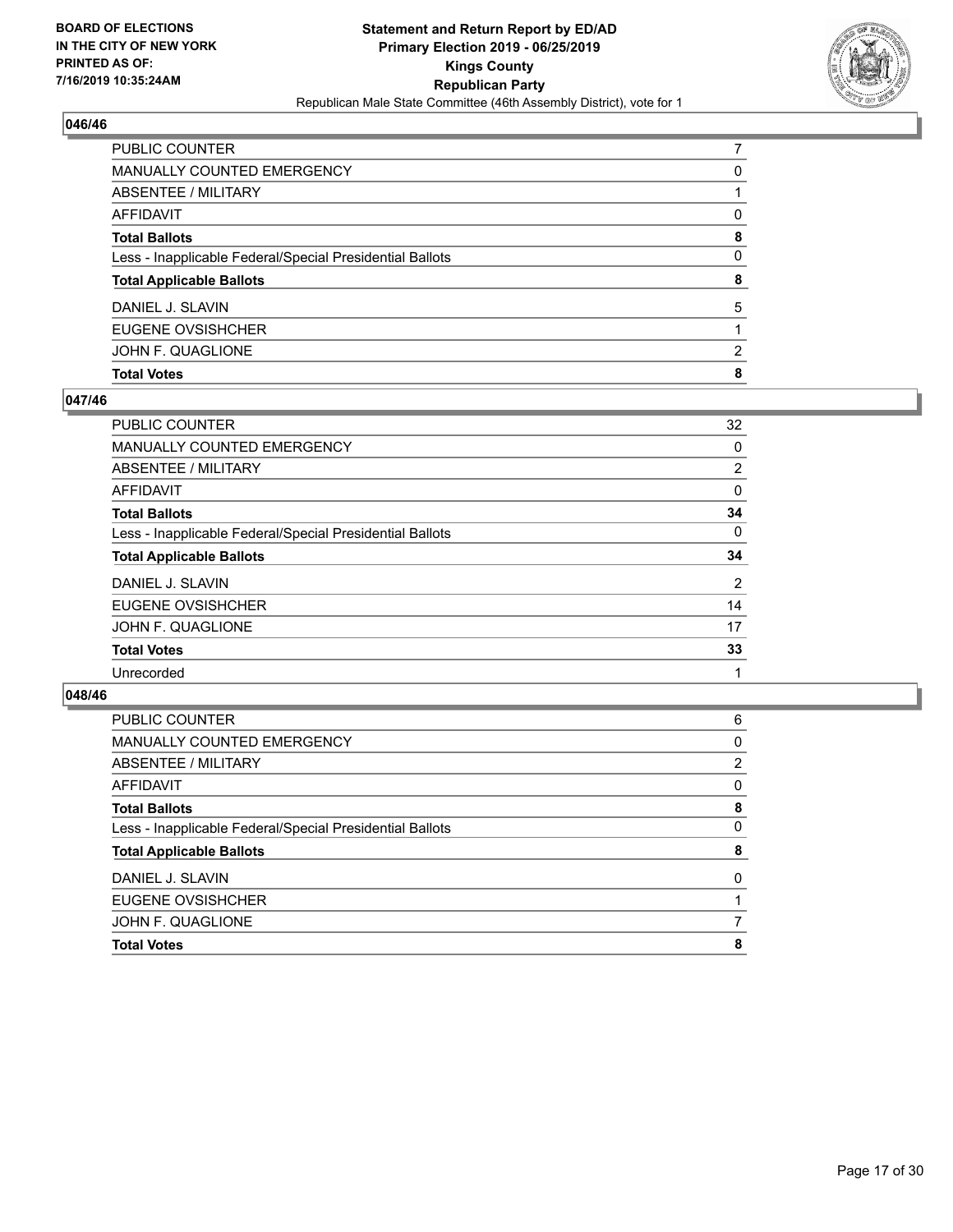BOARD OF ELECTIONS
IN THE CITY OF NEW YORK
PRINTED AS OF:
7/16/2019 10:35:24AM

**Statement and Return Report by ED/AD**
**Primary Election 2019 - 06/25/2019**
**Kings County**
**Republican Party**
Republican Male State Committee (46th Assembly District), vote for 1

## 046/46

| | |
|---|---|
| PUBLIC COUNTER | 7 |
| MANUALLY COUNTED EMERGENCY | 0 |
| ABSENTEE / MILITARY | 1 |
| AFFIDAVIT | 0 |
| **Total Ballots** | **8** |
| Less - Inapplicable Federal/Special Presidential Ballots | 0 |
| **Total Applicable Ballots** | **8** |
| DANIEL J. SLAVIN | 5 |
| EUGENE OVSISHCHER | 1 |
| JOHN F. QUAGLIONE | 2 |
| **Total Votes** | **8** |

## 047/46

| | |
|---|---|
| PUBLIC COUNTER | 32 |
| MANUALLY COUNTED EMERGENCY | 0 |
| ABSENTEE / MILITARY | 2 |
| AFFIDAVIT | 0 |
| **Total Ballots** | **34** |
| Less - Inapplicable Federal/Special Presidential Ballots | 0 |
| **Total Applicable Ballots** | **34** |
| DANIEL J. SLAVIN | 2 |
| EUGENE OVSISHCHER | 14 |
| JOHN F. QUAGLIONE | 17 |
| **Total Votes** | **33** |
| Unrecorded | 1 |

## 048/46

| | |
|---|---|
| PUBLIC COUNTER | 6 |
| MANUALLY COUNTED EMERGENCY | 0 |
| ABSENTEE / MILITARY | 2 |
| AFFIDAVIT | 0 |
| **Total Ballots** | **8** |
| Less - Inapplicable Federal/Special Presidential Ballots | 0 |
| **Total Applicable Ballots** | **8** |
| DANIEL J. SLAVIN | 0 |
| EUGENE OVSISHCHER | 1 |
| JOHN F. QUAGLIONE | 7 |
| **Total Votes** | **8** |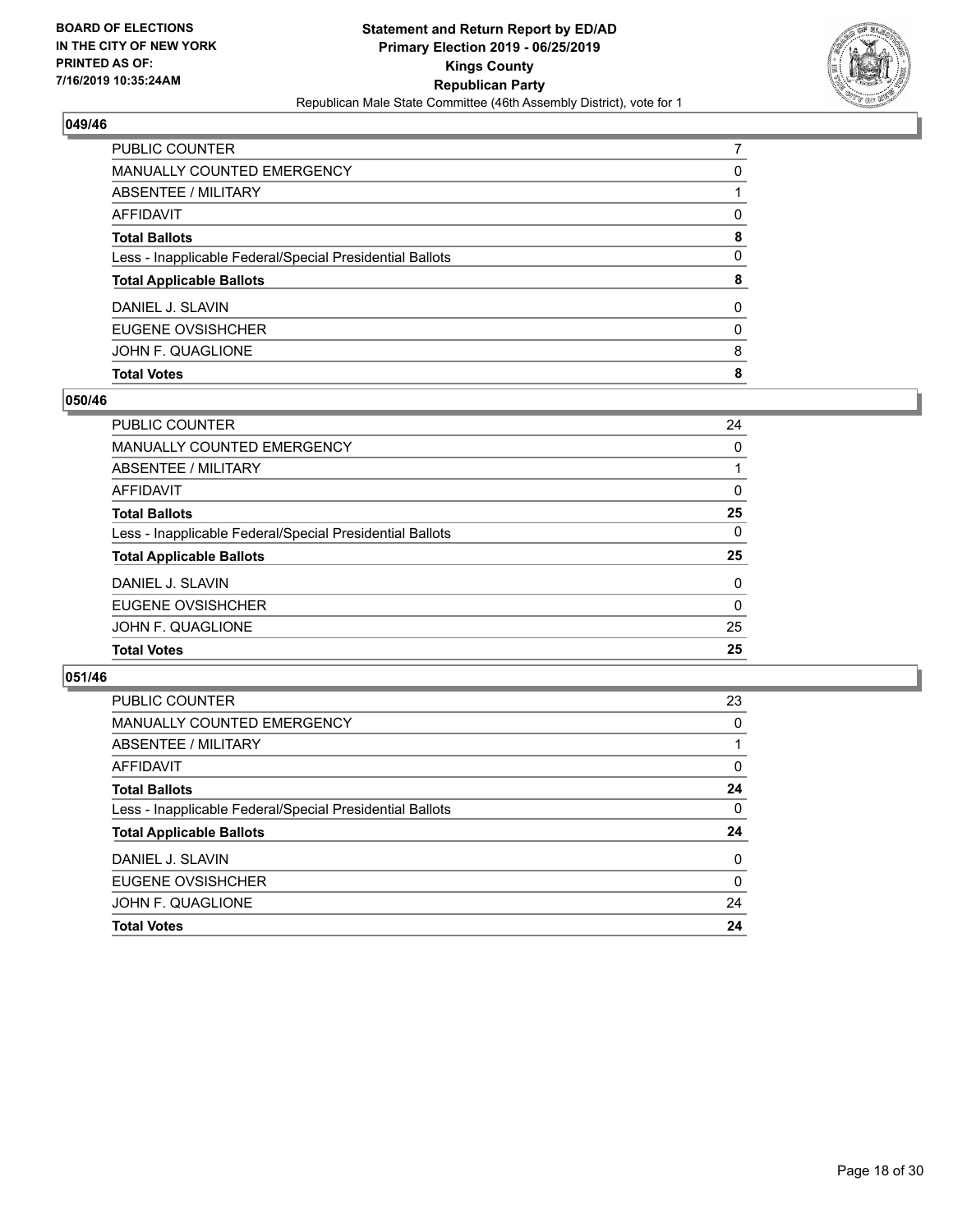**BOARD OF ELECTIONS IN THE CITY OF NEW YORK PRINTED AS OF: 7/16/2019 10:35:24AM**

**Statement and Return Report by ED/AD**
**Primary Election 2019 - 06/25/2019**
**Kings County**
**Republican Party**
Republican Male State Committee (46th Assembly District), vote for 1

## 049/46

| | |
|---|---|
| PUBLIC COUNTER | 7 |
| MANUALLY COUNTED EMERGENCY | 0 |
| ABSENTEE / MILITARY | 1 |
| AFFIDAVIT | 0 |
| **Total Ballots** | **8** |
| Less - Inapplicable Federal/Special Presidential Ballots | 0 |
| **Total Applicable Ballots** | **8** |
| DANIEL J. SLAVIN | 0 |
| EUGENE OVSISHCHER | 0 |
| JOHN F. QUAGLIONE | 8 |
| **Total Votes** | **8** |

## 050/46

| | |
|---|---|
| PUBLIC COUNTER | 24 |
| MANUALLY COUNTED EMERGENCY | 0 |
| ABSENTEE / MILITARY | 1 |
| AFFIDAVIT | 0 |
| **Total Ballots** | **25** |
| Less - Inapplicable Federal/Special Presidential Ballots | 0 |
| **Total Applicable Ballots** | **25** |
| DANIEL J. SLAVIN | 0 |
| EUGENE OVSISHCHER | 0 |
| JOHN F. QUAGLIONE | 25 |
| **Total Votes** | **25** |

## 051/46

| | |
|---|---|
| PUBLIC COUNTER | 23 |
| MANUALLY COUNTED EMERGENCY | 0 |
| ABSENTEE / MILITARY | 1 |
| AFFIDAVIT | 0 |
| **Total Ballots** | **24** |
| Less - Inapplicable Federal/Special Presidential Ballots | 0 |
| **Total Applicable Ballots** | **24** |
| DANIEL J. SLAVIN | 0 |
| EUGENE OVSISHCHER | 0 |
| JOHN F. QUAGLIONE | 24 |
| **Total Votes** | **24** |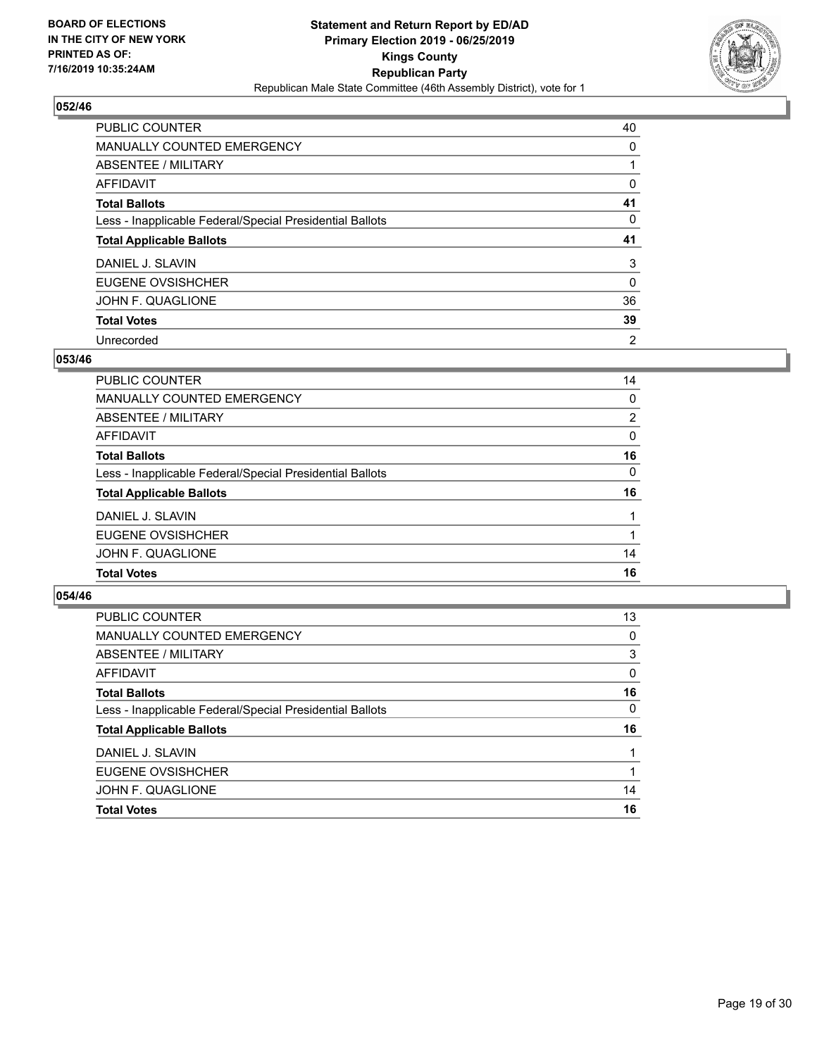BOARD OF ELECTIONS
IN THE CITY OF NEW YORK
PRINTED AS OF:
7/16/2019 10:35:24AM

**Statement and Return Report by ED/AD**
**Primary Election 2019 - 06/25/2019**
**Kings County**
**Republican Party**
Republican Male State Committee (46th Assembly District), vote for 1

### 052/46

| | |
|---|---|
| PUBLIC COUNTER | 40 |
| MANUALLY COUNTED EMERGENCY | 0 |
| ABSENTEE / MILITARY | 1 |
| AFFIDAVIT | 0 |
| **Total Ballots** | **41** |
| Less - Inapplicable Federal/Special Presidential Ballots | 0 |
| **Total Applicable Ballots** | **41** |
| DANIEL J. SLAVIN | 3 |
| EUGENE OVSISHCHER | 0 |
| JOHN F. QUAGLIONE | 36 |
| **Total Votes** | **39** |
| Unrecorded | 2 |

### 053/46

| | |
|---|---|
| PUBLIC COUNTER | 14 |
| MANUALLY COUNTED EMERGENCY | 0 |
| ABSENTEE / MILITARY | 2 |
| AFFIDAVIT | 0 |
| **Total Ballots** | **16** |
| Less - Inapplicable Federal/Special Presidential Ballots | 0 |
| **Total Applicable Ballots** | **16** |
| DANIEL J. SLAVIN | 1 |
| EUGENE OVSISHCHER | 1 |
| JOHN F. QUAGLIONE | 14 |
| **Total Votes** | **16** |

### 054/46

| | |
|---|---|
| PUBLIC COUNTER | 13 |
| MANUALLY COUNTED EMERGENCY | 0 |
| ABSENTEE / MILITARY | 3 |
| AFFIDAVIT | 0 |
| **Total Ballots** | **16** |
| Less - Inapplicable Federal/Special Presidential Ballots | 0 |
| **Total Applicable Ballots** | **16** |
| DANIEL J. SLAVIN | 1 |
| EUGENE OVSISHCHER | 1 |
| JOHN F. QUAGLIONE | 14 |
| **Total Votes** | **16** |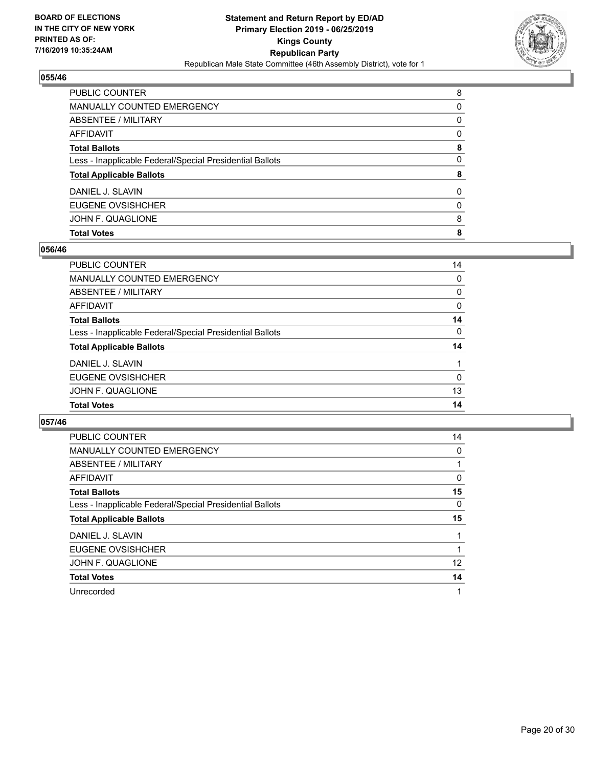## 055/46

| | |
|---|---|
| PUBLIC COUNTER | 8 |
| MANUALLY COUNTED EMERGENCY | 0 |
| ABSENTEE / MILITARY | 0 |
| AFFIDAVIT | 0 |
| **Total Ballots** | **8** |
| Less - Inapplicable Federal/Special Presidential Ballots | 0 |
| **Total Applicable Ballots** | **8** |
| DANIEL J. SLAVIN | 0 |
| EUGENE OVSISHCHER | 0 |
| JOHN F. QUAGLIONE | 8 |
| **Total Votes** | **8** |

## 056/46

| | |
|---|---|
| PUBLIC COUNTER | 14 |
| MANUALLY COUNTED EMERGENCY | 0 |
| ABSENTEE / MILITARY | 0 |
| AFFIDAVIT | 0 |
| **Total Ballots** | **14** |
| Less - Inapplicable Federal/Special Presidential Ballots | 0 |
| **Total Applicable Ballots** | **14** |
| DANIEL J. SLAVIN | 1 |
| EUGENE OVSISHCHER | 0 |
| JOHN F. QUAGLIONE | 13 |
| **Total Votes** | **14** |

## 057/46

| | |
|---|---|
| PUBLIC COUNTER | 14 |
| MANUALLY COUNTED EMERGENCY | 0 |
| ABSENTEE / MILITARY | 1 |
| AFFIDAVIT | 0 |
| **Total Ballots** | **15** |
| Less - Inapplicable Federal/Special Presidential Ballots | 0 |
| **Total Applicable Ballots** | **15** |
| DANIEL J. SLAVIN | 1 |
| EUGENE OVSISHCHER | 1 |
| JOHN F. QUAGLIONE | 12 |
| **Total Votes** | **14** |
| Unrecorded | 1 |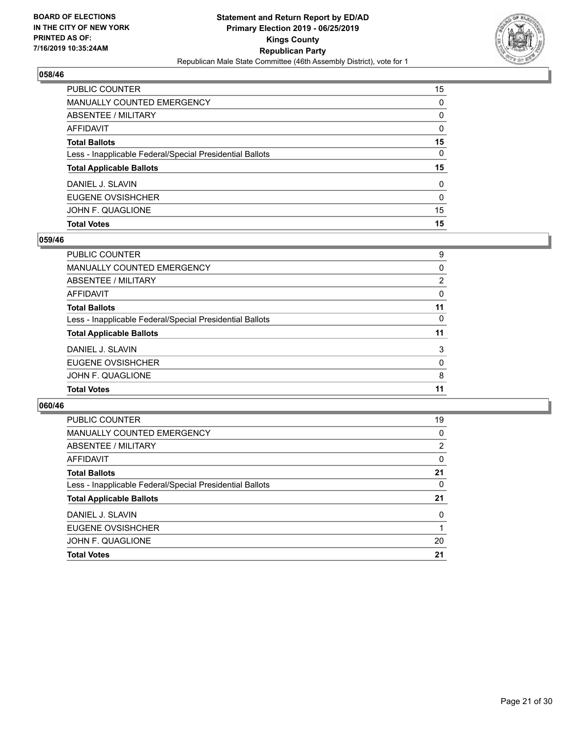**BOARD OF ELECTIONS IN THE CITY OF NEW YORK PRINTED AS OF: 7/16/2019 10:35:24AM**

**Statement and Return Report by ED/AD**
**Primary Election 2019 - 06/25/2019**
**Kings County**
**Republican Party**
Republican Male State Committee (46th Assembly District), vote for 1

## 058/46

| | |
|---|---|
| PUBLIC COUNTER | 15 |
| MANUALLY COUNTED EMERGENCY | 0 |
| ABSENTEE / MILITARY | 0 |
| AFFIDAVIT | 0 |
| **Total Ballots** | **15** |
| Less - Inapplicable Federal/Special Presidential Ballots | 0 |
| **Total Applicable Ballots** | **15** |
| DANIEL J. SLAVIN | 0 |
| EUGENE OVSISHCHER | 0 |
| JOHN F. QUAGLIONE | 15 |
| **Total Votes** | **15** |

## 059/46

| | |
|---|---|
| PUBLIC COUNTER | 9 |
| MANUALLY COUNTED EMERGENCY | 0 |
| ABSENTEE / MILITARY | 2 |
| AFFIDAVIT | 0 |
| **Total Ballots** | **11** |
| Less - Inapplicable Federal/Special Presidential Ballots | 0 |
| **Total Applicable Ballots** | **11** |
| DANIEL J. SLAVIN | 3 |
| EUGENE OVSISHCHER | 0 |
| JOHN F. QUAGLIONE | 8 |
| **Total Votes** | **11** |

## 060/46

| | |
|---|---|
| PUBLIC COUNTER | 19 |
| MANUALLY COUNTED EMERGENCY | 0 |
| ABSENTEE / MILITARY | 2 |
| AFFIDAVIT | 0 |
| **Total Ballots** | **21** |
| Less - Inapplicable Federal/Special Presidential Ballots | 0 |
| **Total Applicable Ballots** | **21** |
| DANIEL J. SLAVIN | 0 |
| EUGENE OVSISHCHER | 1 |
| JOHN F. QUAGLIONE | 20 |
| **Total Votes** | **21** |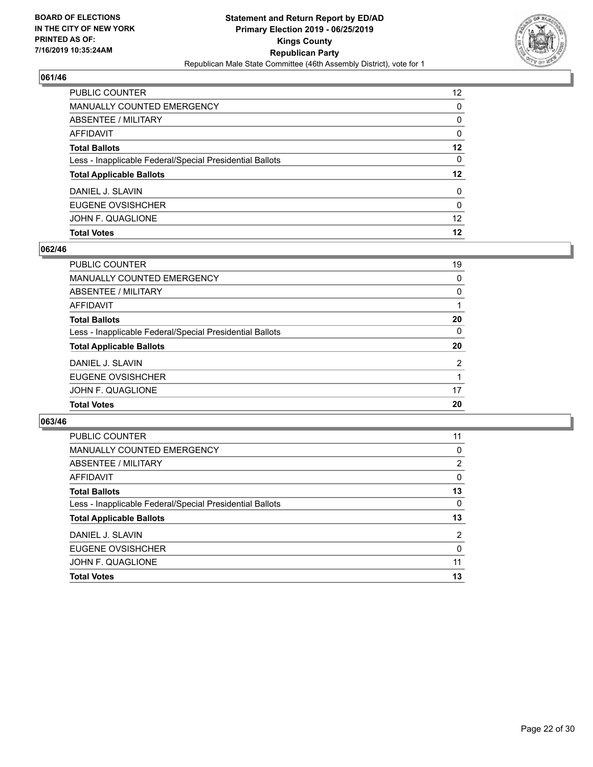**BOARD OF ELECTIONS IN THE CITY OF NEW YORK PRINTED AS OF: 7/16/2019 10:35:24AM**

**Statement and Return Report by ED/AD Primary Election 2019 - 06/25/2019 Kings County Republican Party**

Republican Male State Committee (46th Assembly District), vote for 1

## 061/46

| | |
|---|---|
| PUBLIC COUNTER | 12 |
| MANUALLY COUNTED EMERGENCY | 0 |
| ABSENTEE / MILITARY | 0 |
| AFFIDAVIT | 0 |
| **Total Ballots** | **12** |
| Less - Inapplicable Federal/Special Presidential Ballots | 0 |
| **Total Applicable Ballots** | **12** |
| DANIEL J. SLAVIN | 0 |
| EUGENE OVSISHCHER | 0 |
| JOHN F. QUAGLIONE | 12 |
| **Total Votes** | **12** |

## 062/46

| | |
|---|---|
| PUBLIC COUNTER | 19 |
| MANUALLY COUNTED EMERGENCY | 0 |
| ABSENTEE / MILITARY | 0 |
| AFFIDAVIT | 1 |
| **Total Ballots** | **20** |
| Less - Inapplicable Federal/Special Presidential Ballots | 0 |
| **Total Applicable Ballots** | **20** |
| DANIEL J. SLAVIN | 2 |
| EUGENE OVSISHCHER | 1 |
| JOHN F. QUAGLIONE | 17 |
| **Total Votes** | **20** |

## 063/46

| | |
|---|---|
| PUBLIC COUNTER | 11 |
| MANUALLY COUNTED EMERGENCY | 0 |
| ABSENTEE / MILITARY | 2 |
| AFFIDAVIT | 0 |
| **Total Ballots** | **13** |
| Less - Inapplicable Federal/Special Presidential Ballots | 0 |
| **Total Applicable Ballots** | **13** |
| DANIEL J. SLAVIN | 2 |
| EUGENE OVSISHCHER | 0 |
| JOHN F. QUAGLIONE | 11 |
| **Total Votes** | **13** |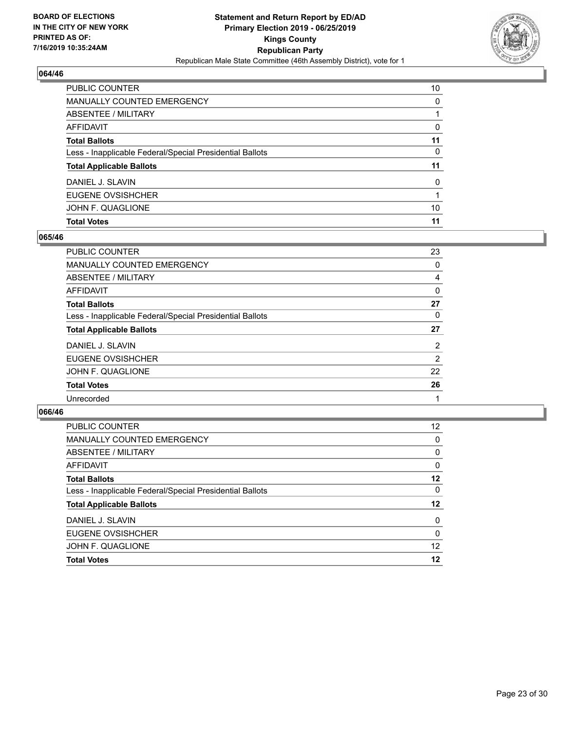BOARD OF ELECTIONS
IN THE CITY OF NEW YORK
PRINTED AS OF:
7/16/2019 10:35:24AM

**Statement and Return Report by ED/AD**
**Primary Election 2019 - 06/25/2019**
**Kings County**
**Republican Party**
Republican Male State Committee (46th Assembly District), vote for 1

## 064/46

| | |
|---|---|
| PUBLIC COUNTER | 10 |
| MANUALLY COUNTED EMERGENCY | 0 |
| ABSENTEE / MILITARY | 1 |
| AFFIDAVIT | 0 |
| **Total Ballots** | **11** |
| Less - Inapplicable Federal/Special Presidential Ballots | 0 |
| **Total Applicable Ballots** | **11** |
| DANIEL J. SLAVIN | 0 |
| EUGENE OVSISHCHER | 1 |
| JOHN F. QUAGLIONE | 10 |
| **Total Votes** | **11** |

## 065/46

| | |
|---|---|
| PUBLIC COUNTER | 23 |
| MANUALLY COUNTED EMERGENCY | 0 |
| ABSENTEE / MILITARY | 4 |
| AFFIDAVIT | 0 |
| **Total Ballots** | **27** |
| Less - Inapplicable Federal/Special Presidential Ballots | 0 |
| **Total Applicable Ballots** | **27** |
| DANIEL J. SLAVIN | 2 |
| EUGENE OVSISHCHER | 2 |
| JOHN F. QUAGLIONE | 22 |
| **Total Votes** | **26** |
| Unrecorded | 1 |

## 066/46

| | |
|---|---|
| PUBLIC COUNTER | 12 |
| MANUALLY COUNTED EMERGENCY | 0 |
| ABSENTEE / MILITARY | 0 |
| AFFIDAVIT | 0 |
| **Total Ballots** | **12** |
| Less - Inapplicable Federal/Special Presidential Ballots | 0 |
| **Total Applicable Ballots** | **12** |
| DANIEL J. SLAVIN | 0 |
| EUGENE OVSISHCHER | 0 |
| JOHN F. QUAGLIONE | 12 |
| **Total Votes** | **12** |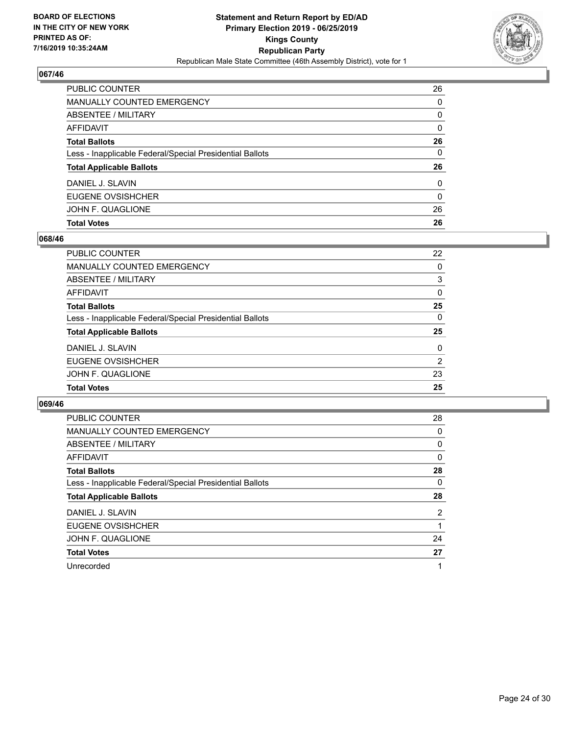BOARD OF ELECTIONS
IN THE CITY OF NEW YORK
PRINTED AS OF:
7/16/2019 10:35:24AM

**Statement and Return Report by ED/AD**
**Primary Election 2019 - 06/25/2019**
**Kings County**
**Republican Party**
Republican Male State Committee (46th Assembly District), vote for 1

### 067/46

| | |
|---|---|
| PUBLIC COUNTER | 26 |
| MANUALLY COUNTED EMERGENCY | 0 |
| ABSENTEE / MILITARY | 0 |
| AFFIDAVIT | 0 |
| **Total Ballots** | **26** |
| Less - Inapplicable Federal/Special Presidential Ballots | 0 |
| **Total Applicable Ballots** | **26** |
| DANIEL J. SLAVIN | 0 |
| EUGENE OVSISHCHER | 0 |
| JOHN F. QUAGLIONE | 26 |
| **Total Votes** | **26** |

### 068/46

| | |
|---|---|
| PUBLIC COUNTER | 22 |
| MANUALLY COUNTED EMERGENCY | 0 |
| ABSENTEE / MILITARY | 3 |
| AFFIDAVIT | 0 |
| **Total Ballots** | **25** |
| Less - Inapplicable Federal/Special Presidential Ballots | 0 |
| **Total Applicable Ballots** | **25** |
| DANIEL J. SLAVIN | 0 |
| EUGENE OVSISHCHER | 2 |
| JOHN F. QUAGLIONE | 23 |
| **Total Votes** | **25** |

### 069/46

| | |
|---|---|
| PUBLIC COUNTER | 28 |
| MANUALLY COUNTED EMERGENCY | 0 |
| ABSENTEE / MILITARY | 0 |
| AFFIDAVIT | 0 |
| **Total Ballots** | **28** |
| Less - Inapplicable Federal/Special Presidential Ballots | 0 |
| **Total Applicable Ballots** | **28** |
| DANIEL J. SLAVIN | 2 |
| EUGENE OVSISHCHER | 1 |
| JOHN F. QUAGLIONE | 24 |
| **Total Votes** | **27** |
| Unrecorded | 1 |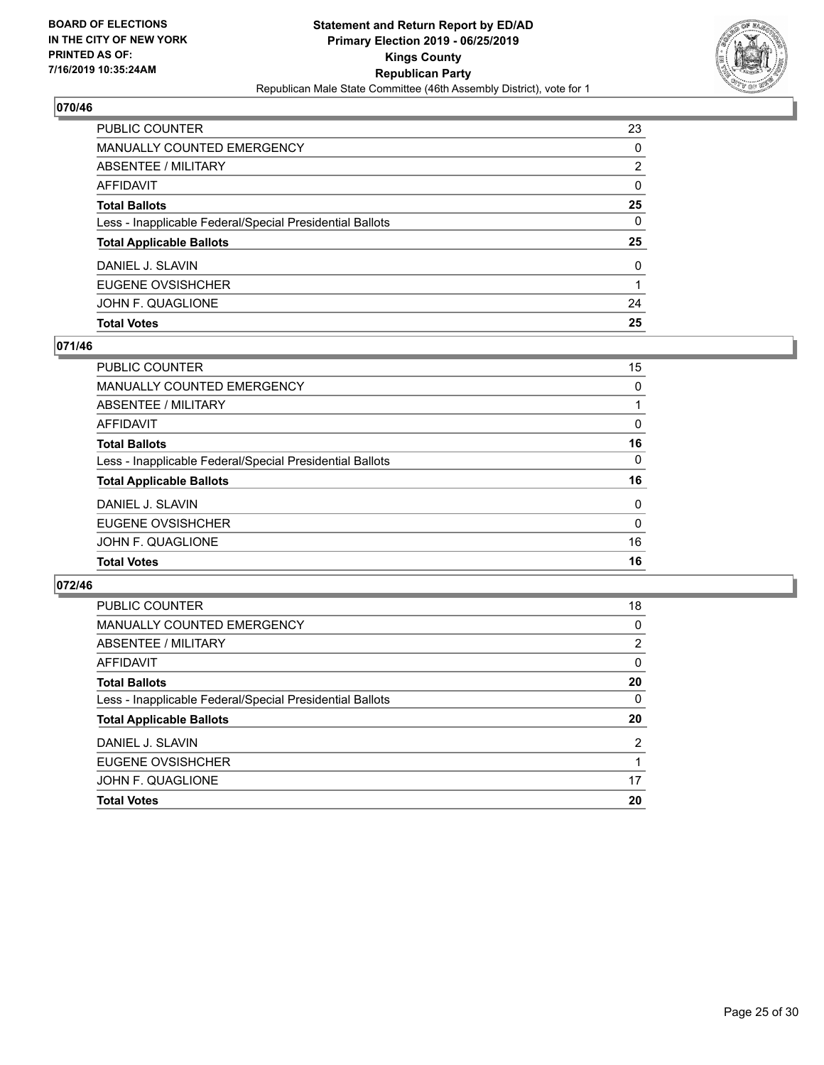## 070/46

| | |
|---|---|
| PUBLIC COUNTER | 23 |
| MANUALLY COUNTED EMERGENCY | 0 |
| ABSENTEE / MILITARY | 2 |
| AFFIDAVIT | 0 |
| **Total Ballots** | **25** |
| Less - Inapplicable Federal/Special Presidential Ballots | 0 |
| **Total Applicable Ballots** | **25** |
| DANIEL J. SLAVIN | 0 |
| EUGENE OVSISHCHER | 1 |
| JOHN F. QUAGLIONE | 24 |
| **Total Votes** | **25** |

## 071/46

| | |
|---|---|
| PUBLIC COUNTER | 15 |
| MANUALLY COUNTED EMERGENCY | 0 |
| ABSENTEE / MILITARY | 1 |
| AFFIDAVIT | 0 |
| **Total Ballots** | **16** |
| Less - Inapplicable Federal/Special Presidential Ballots | 0 |
| **Total Applicable Ballots** | **16** |
| DANIEL J. SLAVIN | 0 |
| EUGENE OVSISHCHER | 0 |
| JOHN F. QUAGLIONE | 16 |
| **Total Votes** | **16** |

## 072/46

| | |
|---|---|
| PUBLIC COUNTER | 18 |
| MANUALLY COUNTED EMERGENCY | 0 |
| ABSENTEE / MILITARY | 2 |
| AFFIDAVIT | 0 |
| **Total Ballots** | **20** |
| Less - Inapplicable Federal/Special Presidential Ballots | 0 |
| **Total Applicable Ballots** | **20** |
| DANIEL J. SLAVIN | 2 |
| EUGENE OVSISHCHER | 1 |
| JOHN F. QUAGLIONE | 17 |
| **Total Votes** | **20** |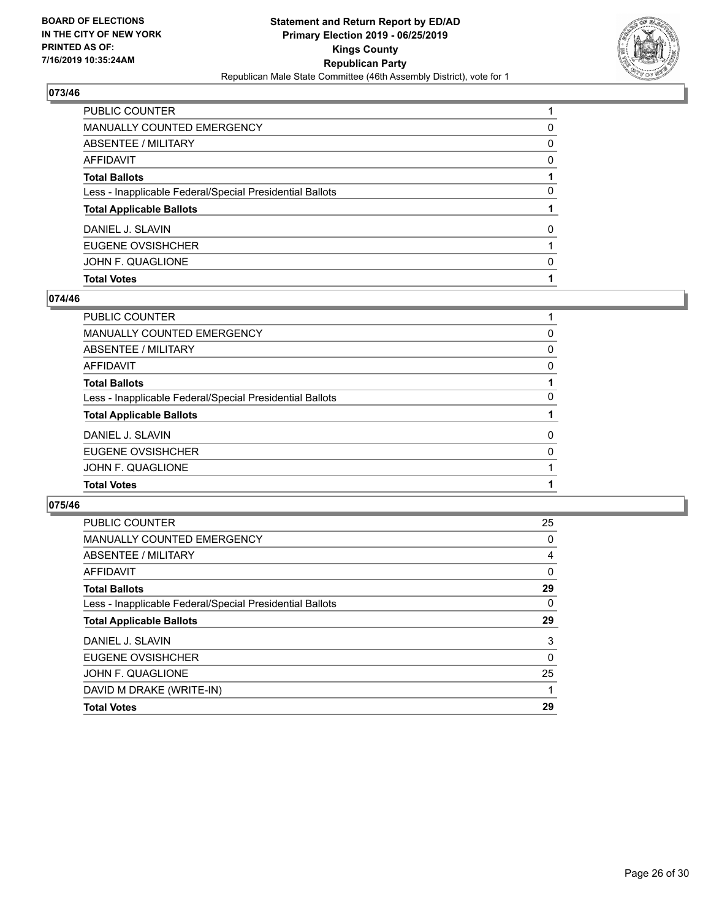## 073/46

| | |
|---|---|
| PUBLIC COUNTER | 1 |
| MANUALLY COUNTED EMERGENCY | 0 |
| ABSENTEE / MILITARY | 0 |
| AFFIDAVIT | 0 |
| **Total Ballots** | **1** |
| Less - Inapplicable Federal/Special Presidential Ballots | 0 |
| **Total Applicable Ballots** | **1** |
| DANIEL J. SLAVIN | 0 |
| EUGENE OVSISHCHER | 1 |
| JOHN F. QUAGLIONE | 0 |
| **Total Votes** | **1** |

## 074/46

| | |
|---|---|
| PUBLIC COUNTER | 1 |
| MANUALLY COUNTED EMERGENCY | 0 |
| ABSENTEE / MILITARY | 0 |
| AFFIDAVIT | 0 |
| **Total Ballots** | **1** |
| Less - Inapplicable Federal/Special Presidential Ballots | 0 |
| **Total Applicable Ballots** | **1** |
| DANIEL J. SLAVIN | 0 |
| EUGENE OVSISHCHER | 0 |
| JOHN F. QUAGLIONE | 1 |
| **Total Votes** | **1** |

## 075/46

| | |
|---|---|
| PUBLIC COUNTER | 25 |
| MANUALLY COUNTED EMERGENCY | 0 |
| ABSENTEE / MILITARY | 4 |
| AFFIDAVIT | 0 |
| **Total Ballots** | **29** |
| Less - Inapplicable Federal/Special Presidential Ballots | 0 |
| **Total Applicable Ballots** | **29** |
| DANIEL J. SLAVIN | 3 |
| EUGENE OVSISHCHER | 0 |
| JOHN F. QUAGLIONE | 25 |
| DAVID M DRAKE (WRITE-IN) | 1 |
| **Total Votes** | **29** |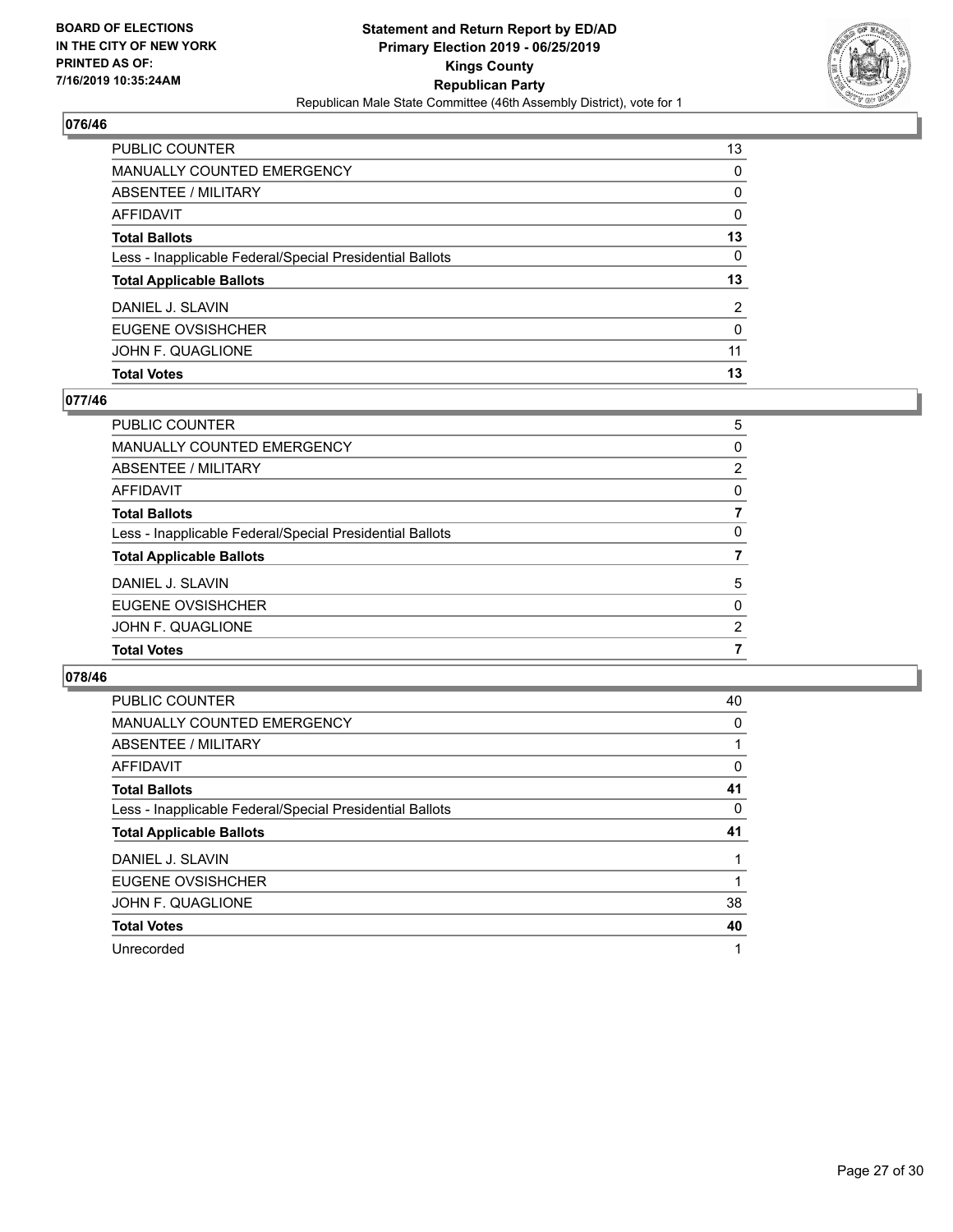BOARD OF ELECTIONS
IN THE CITY OF NEW YORK
PRINTED AS OF:
7/16/2019 10:35:24AM

**Statement and Return Report by ED/AD**
**Primary Election 2019 - 06/25/2019**
**Kings County**
**Republican Party**
Republican Male State Committee (46th Assembly District), vote for 1

### 076/46

| | |
|---|---|
| PUBLIC COUNTER | 13 |
| MANUALLY COUNTED EMERGENCY | 0 |
| ABSENTEE / MILITARY | 0 |
| AFFIDAVIT | 0 |
| **Total Ballots** | **13** |
| Less - Inapplicable Federal/Special Presidential Ballots | 0 |
| **Total Applicable Ballots** | **13** |
| DANIEL J. SLAVIN | 2 |
| EUGENE OVSISHCHER | 0 |
| JOHN F. QUAGLIONE | 11 |
| **Total Votes** | **13** |

### 077/46

| | |
|---|---|
| PUBLIC COUNTER | 5 |
| MANUALLY COUNTED EMERGENCY | 0 |
| ABSENTEE / MILITARY | 2 |
| AFFIDAVIT | 0 |
| **Total Ballots** | **7** |
| Less - Inapplicable Federal/Special Presidential Ballots | 0 |
| **Total Applicable Ballots** | **7** |
| DANIEL J. SLAVIN | 5 |
| EUGENE OVSISHCHER | 0 |
| JOHN F. QUAGLIONE | 2 |
| **Total Votes** | **7** |

### 078/46

| | |
|---|---|
| PUBLIC COUNTER | 40 |
| MANUALLY COUNTED EMERGENCY | 0 |
| ABSENTEE / MILITARY | 1 |
| AFFIDAVIT | 0 |
| **Total Ballots** | **41** |
| Less - Inapplicable Federal/Special Presidential Ballots | 0 |
| **Total Applicable Ballots** | **41** |
| DANIEL J. SLAVIN | 1 |
| EUGENE OVSISHCHER | 1 |
| JOHN F. QUAGLIONE | 38 |
| **Total Votes** | **40** |
| Unrecorded | 1 |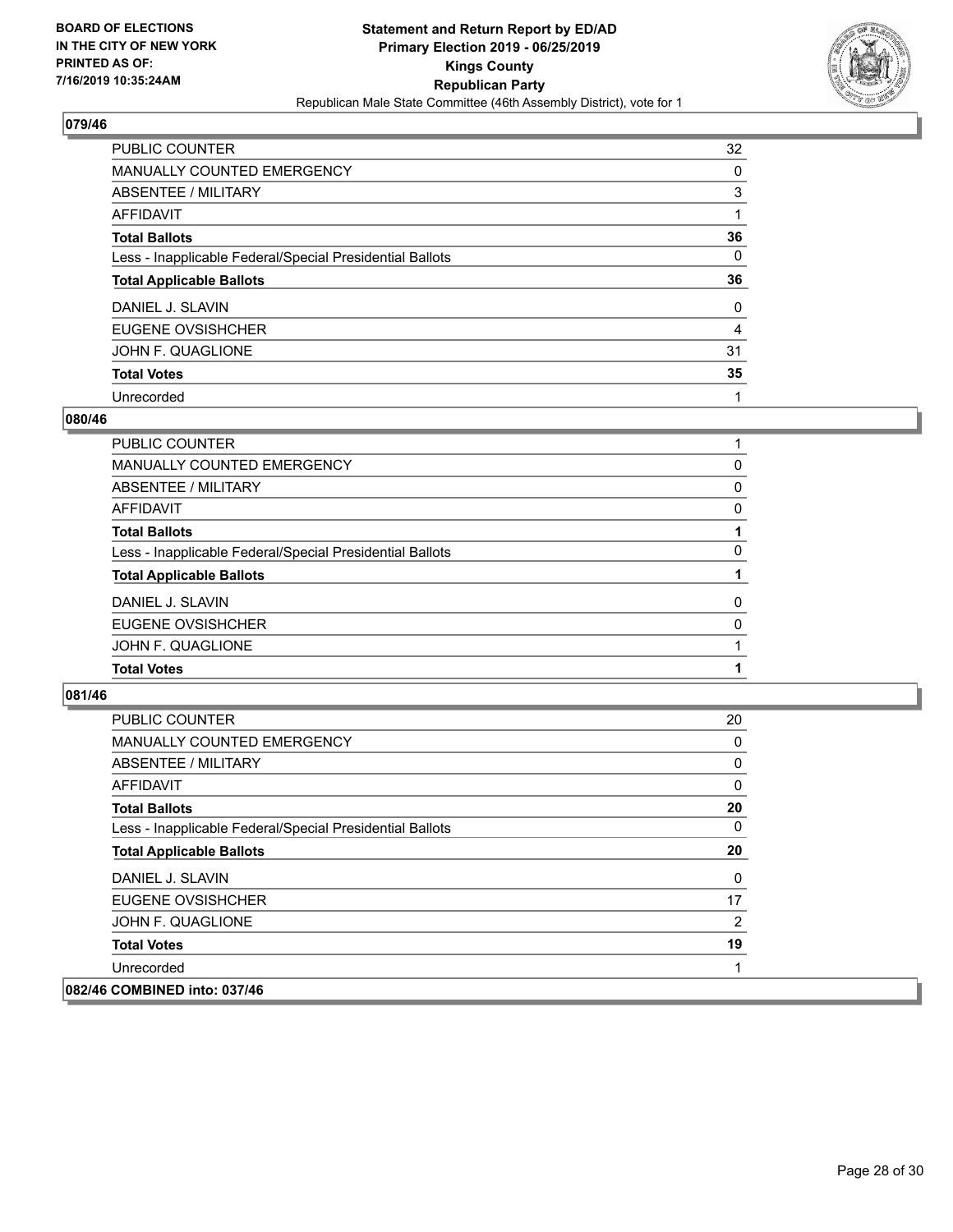## 079/46

| | |
|---|---|
| PUBLIC COUNTER | 32 |
| MANUALLY COUNTED EMERGENCY | 0 |
| ABSENTEE / MILITARY | 3 |
| AFFIDAVIT | 1 |
| **Total Ballots** | **36** |
| Less - Inapplicable Federal/Special Presidential Ballots | 0 |
| **Total Applicable Ballots** | **36** |
| DANIEL J. SLAVIN | 0 |
| EUGENE OVSISHCHER | 4 |
| JOHN F. QUAGLIONE | 31 |
| **Total Votes** | **35** |
| Unrecorded | 1 |

## 080/46

| | |
|---|---|
| PUBLIC COUNTER | 1 |
| MANUALLY COUNTED EMERGENCY | 0 |
| ABSENTEE / MILITARY | 0 |
| AFFIDAVIT | 0 |
| **Total Ballots** | **1** |
| Less - Inapplicable Federal/Special Presidential Ballots | 0 |
| **Total Applicable Ballots** | **1** |
| DANIEL J. SLAVIN | 0 |
| EUGENE OVSISHCHER | 0 |
| JOHN F. QUAGLIONE | 1 |
| **Total Votes** | **1** |

## 081/46

| | |
|---|---|
| PUBLIC COUNTER | 20 |
| MANUALLY COUNTED EMERGENCY | 0 |
| ABSENTEE / MILITARY | 0 |
| AFFIDAVIT | 0 |
| **Total Ballots** | **20** |
| Less - Inapplicable Federal/Special Presidential Ballots | 0 |
| **Total Applicable Ballots** | **20** |
| DANIEL J. SLAVIN | 0 |
| EUGENE OVSISHCHER | 17 |
| JOHN F. QUAGLIONE | 2 |
| **Total Votes** | **19** |
| Unrecorded | 1 |

## 082/46 COMBINED into: 037/46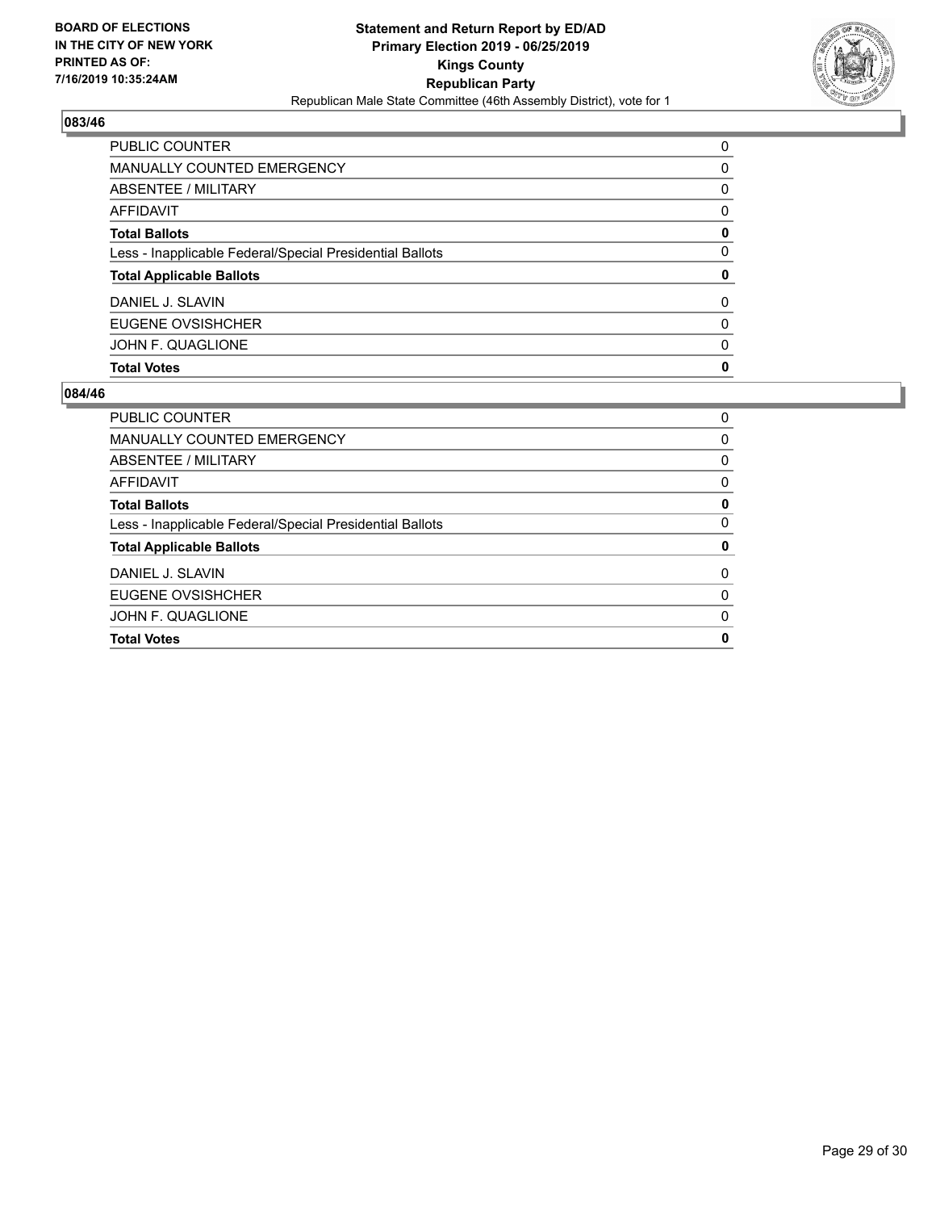## 083/46

| | |
|---|---|
| PUBLIC COUNTER | 0 |
| MANUALLY COUNTED EMERGENCY | 0 |
| ABSENTEE / MILITARY | 0 |
| AFFIDAVIT | 0 |
| **Total Ballots** | **0** |
| Less - Inapplicable Federal/Special Presidential Ballots | 0 |
| **Total Applicable Ballots** | **0** |
| DANIEL J. SLAVIN | 0 |
| EUGENE OVSISHCHER | 0 |
| JOHN F. QUAGLIONE | 0 |
| **Total Votes** | **0** |

## 084/46

| | |
|---|---|
| PUBLIC COUNTER | 0 |
| MANUALLY COUNTED EMERGENCY | 0 |
| ABSENTEE / MILITARY | 0 |
| AFFIDAVIT | 0 |
| **Total Ballots** | **0** |
| Less - Inapplicable Federal/Special Presidential Ballots | 0 |
| **Total Applicable Ballots** | **0** |
| DANIEL J. SLAVIN | 0 |
| EUGENE OVSISHCHER | 0 |
| JOHN F. QUAGLIONE | 0 |
| **Total Votes** | **0** |